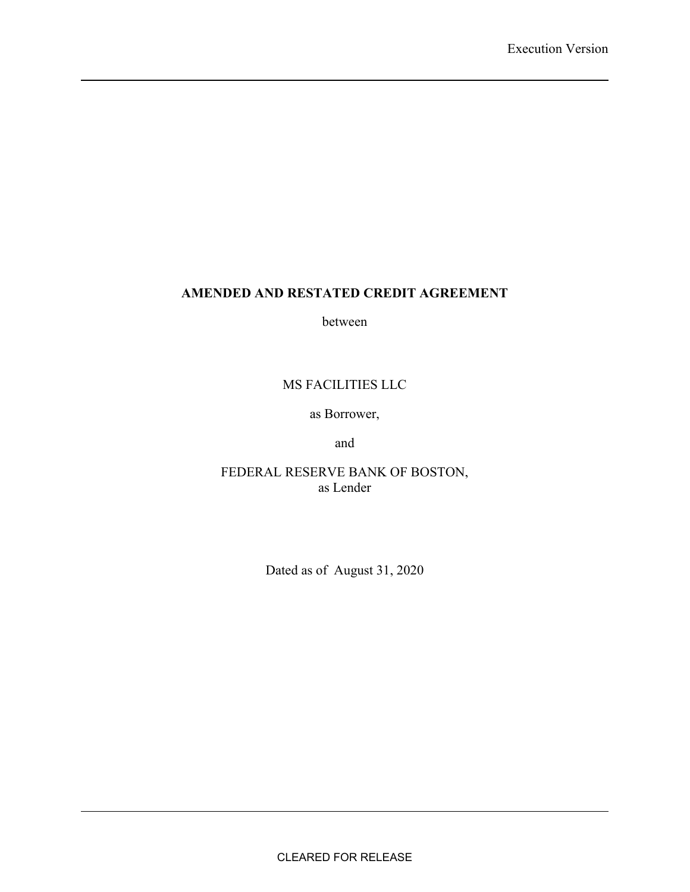Execution Version

# AMENDED AND RESTATED CREDIT AGREEMENT

between

MS FACILITIES LLC

as Borrower,

and

FEDERAL RESERVE BANK OF BOSTON,
as Lender

Dated as of August 31, 2020

CLEARED FOR RELEASE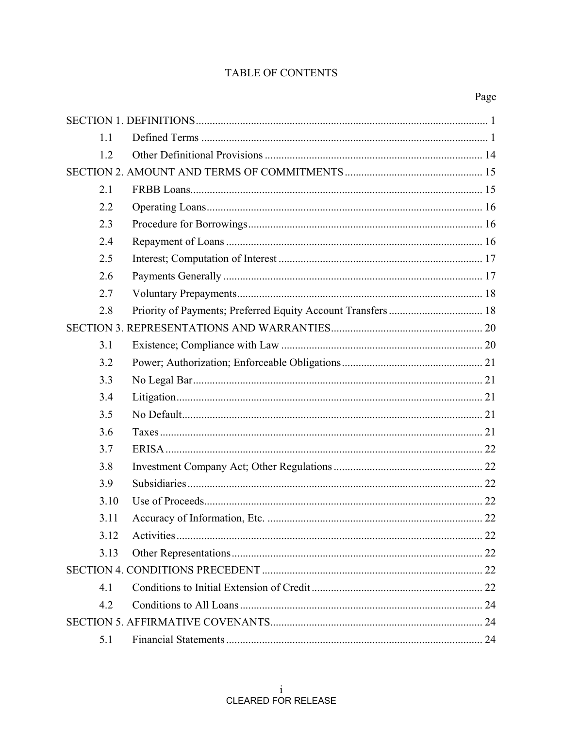TABLE OF CONTENTS

| | | Page |
|---|---|---|
| SECTION 1. DEFINITIONS | | 1 |
| 1.1 | Defined Terms | 1 |
| 1.2 | Other Definitional Provisions | 14 |
| SECTION 2. AMOUNT AND TERMS OF COMMITMENTS | | 15 |
| 2.1 | FRBB Loans | 15 |
| 2.2 | Operating Loans | 16 |
| 2.3 | Procedure for Borrowings | 16 |
| 2.4 | Repayment of Loans | 16 |
| 2.5 | Interest; Computation of Interest | 17 |
| 2.6 | Payments Generally | 17 |
| 2.7 | Voluntary Prepayments | 18 |
| 2.8 | Priority of Payments; Preferred Equity Account Transfers | 18 |
| SECTION 3. REPRESENTATIONS AND WARRANTIES | | 20 |
| 3.1 | Existence; Compliance with Law | 20 |
| 3.2 | Power; Authorization; Enforceable Obligations | 21 |
| 3.3 | No Legal Bar | 21 |
| 3.4 | Litigation | 21 |
| 3.5 | No Default | 21 |
| 3.6 | Taxes | 21 |
| 3.7 | ERISA | 22 |
| 3.8 | Investment Company Act; Other Regulations | 22 |
| 3.9 | Subsidiaries | 22 |
| 3.10 | Use of Proceeds | 22 |
| 3.11 | Accuracy of Information, Etc. | 22 |
| 3.12 | Activities | 22 |
| 3.13 | Other Representations | 22 |
| SECTION 4. CONDITIONS PRECEDENT | | 22 |
| 4.1 | Conditions to Initial Extension of Credit | 22 |
| 4.2 | Conditions to All Loans | 24 |
| SECTION 5. AFFIRMATIVE COVENANTS | | 24 |
| 5.1 | Financial Statements | 24 |

CLEARED FOR RELEASE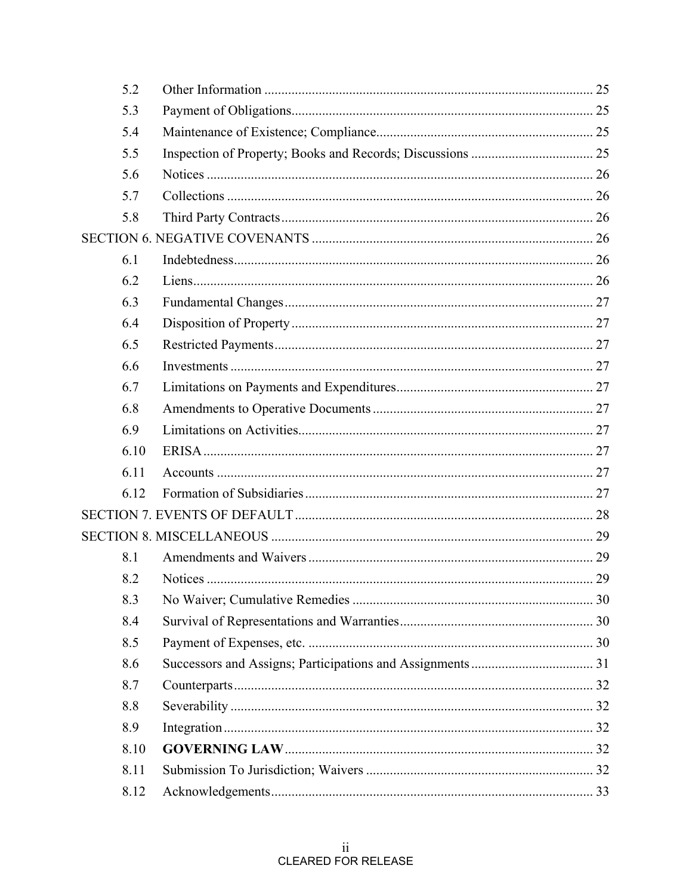| | | |
|---|---|---|
| 5.2 | Other Information | 25 |
| 5.3 | Payment of Obligations | 25 |
| 5.4 | Maintenance of Existence; Compliance | 25 |
| 5.5 | Inspection of Property; Books and Records; Discussions | 25 |
| 5.6 | Notices | 26 |
| 5.7 | Collections | 26 |
| 5.8 | Third Party Contracts | 26 |
| SECTION 6. NEGATIVE COVENANTS | | 26 |
| 6.1 | Indebtedness | 26 |
| 6.2 | Liens | 26 |
| 6.3 | Fundamental Changes | 27 |
| 6.4 | Disposition of Property | 27 |
| 6.5 | Restricted Payments | 27 |
| 6.6 | Investments | 27 |
| 6.7 | Limitations on Payments and Expenditures | 27 |
| 6.8 | Amendments to Operative Documents | 27 |
| 6.9 | Limitations on Activities | 27 |
| 6.10 | ERISA | 27 |
| 6.11 | Accounts | 27 |
| 6.12 | Formation of Subsidiaries | 27 |
| SECTION 7. EVENTS OF DEFAULT | | 28 |
| SECTION 8. MISCELLANEOUS | | 29 |
| 8.1 | Amendments and Waivers | 29 |
| 8.2 | Notices | 29 |
| 8.3 | No Waiver; Cumulative Remedies | 30 |
| 8.4 | Survival of Representations and Warranties | 30 |
| 8.5 | Payment of Expenses, etc. | 30 |
| 8.6 | Successors and Assigns; Participations and Assignments | 31 |
| 8.7 | Counterparts | 32 |
| 8.8 | Severability | 32 |
| 8.9 | Integration | 32 |
| 8.10 | **GOVERNING LAW** | 32 |
| 8.11 | Submission To Jurisdiction; Waivers | 32 |
| 8.12 | Acknowledgements | 33 |

CLEARED FOR RELEASE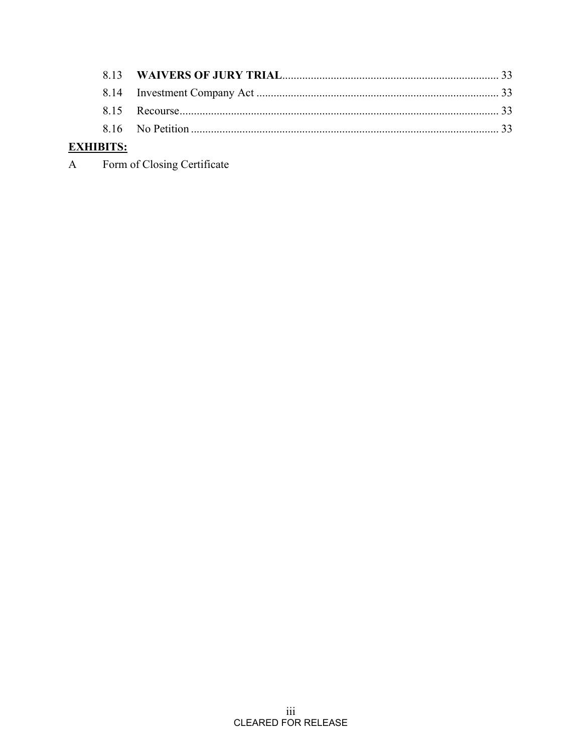| | | |
|---|---|---|
| 8.13 | **WAIVERS OF JURY TRIAL** | 33 |
| 8.14 | Investment Company Act | 33 |
| 8.15 | Recourse | 33 |
| 8.16 | No Petition | 33 |

**EXHIBITS:**

A Form of Closing Certificate

CLEARED FOR RELEASE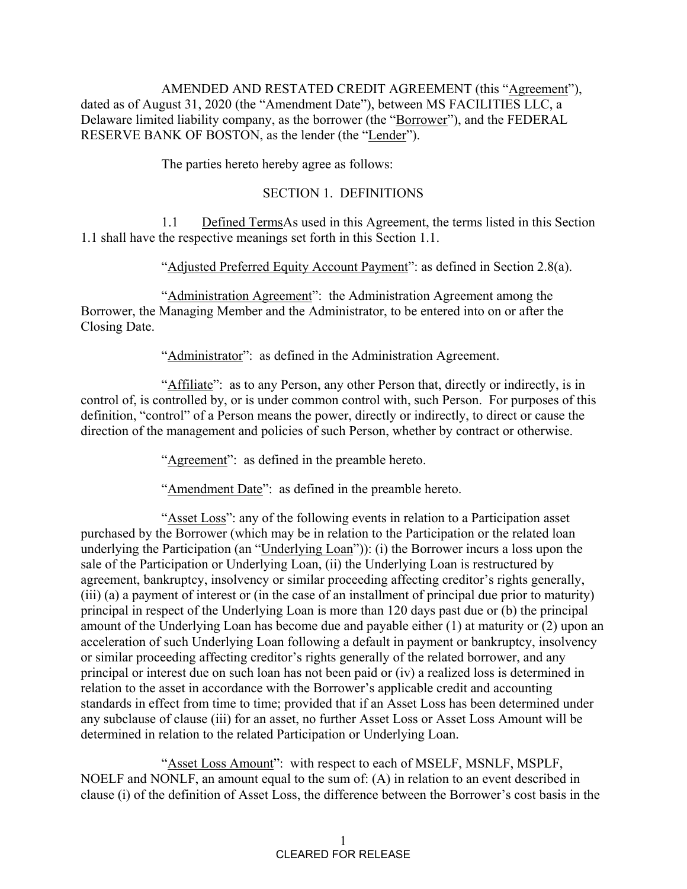AMENDED AND RESTATED CREDIT AGREEMENT (this "Agreement"), dated as of August 31, 2020 (the "Amendment Date"), between MS FACILITIES LLC, a Delaware limited liability company, as the borrower (the "Borrower"), and the FEDERAL RESERVE BANK OF BOSTON, as the lender (the "Lender").

The parties hereto hereby agree as follows:

## SECTION 1. DEFINITIONS

1.1 Defined TermsAs used in this Agreement, the terms listed in this Section 1.1 shall have the respective meanings set forth in this Section 1.1.

"Adjusted Preferred Equity Account Payment": as defined in Section 2.8(a).

"Administration Agreement": the Administration Agreement among the Borrower, the Managing Member and the Administrator, to be entered into on or after the Closing Date.

"Administrator": as defined in the Administration Agreement.

"Affiliate": as to any Person, any other Person that, directly or indirectly, is in control of, is controlled by, or is under common control with, such Person. For purposes of this definition, "control" of a Person means the power, directly or indirectly, to direct or cause the direction of the management and policies of such Person, whether by contract or otherwise.

"Agreement": as defined in the preamble hereto.

"Amendment Date": as defined in the preamble hereto.

"Asset Loss": any of the following events in relation to a Participation asset purchased by the Borrower (which may be in relation to the Participation or the related loan underlying the Participation (an "Underlying Loan")): (i) the Borrower incurs a loss upon the sale of the Participation or Underlying Loan, (ii) the Underlying Loan is restructured by agreement, bankruptcy, insolvency or similar proceeding affecting creditor's rights generally, (iii) (a) a payment of interest or (in the case of an installment of principal due prior to maturity) principal in respect of the Underlying Loan is more than 120 days past due or (b) the principal amount of the Underlying Loan has become due and payable either (1) at maturity or (2) upon an acceleration of such Underlying Loan following a default in payment or bankruptcy, insolvency or similar proceeding affecting creditor's rights generally of the related borrower, and any principal or interest due on such loan has not been paid or (iv) a realized loss is determined in relation to the asset in accordance with the Borrower's applicable credit and accounting standards in effect from time to time; provided that if an Asset Loss has been determined under any subclause of clause (iii) for an asset, no further Asset Loss or Asset Loss Amount will be determined in relation to the related Participation or Underlying Loan.

"Asset Loss Amount": with respect to each of MSELF, MSNLF, MSPLF, NOELF and NONLF, an amount equal to the sum of: (A) in relation to an event described in clause (i) of the definition of Asset Loss, the difference between the Borrower's cost basis in the

CLEARED FOR RELEASE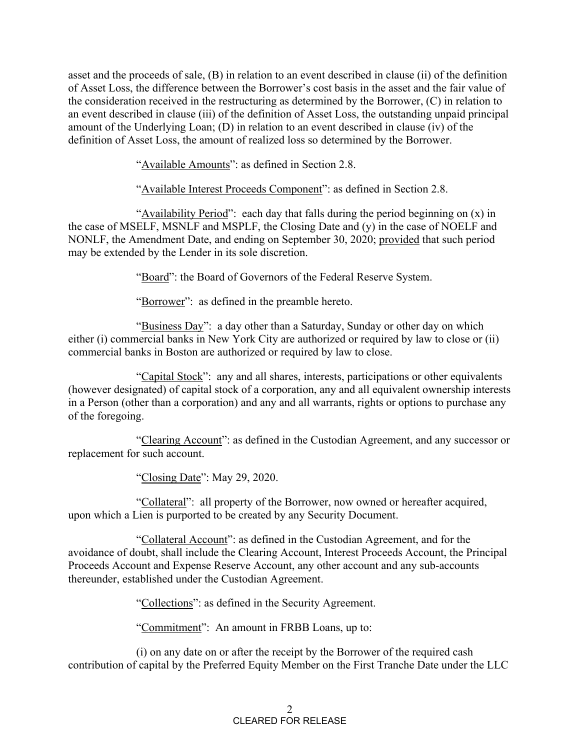asset and the proceeds of sale, (B) in relation to an event described in clause (ii) of the definition of Asset Loss, the difference between the Borrower's cost basis in the asset and the fair value of the consideration received in the restructuring as determined by the Borrower, (C) in relation to an event described in clause (iii) of the definition of Asset Loss, the outstanding unpaid principal amount of the Underlying Loan; (D) in relation to an event described in clause (iv) of the definition of Asset Loss, the amount of realized loss so determined by the Borrower.

"Available Amounts": as defined in Section 2.8.

"Available Interest Proceeds Component": as defined in Section 2.8.

"Availability Period": each day that falls during the period beginning on (x) in the case of MSELF, MSNLF and MSPLF, the Closing Date and (y) in the case of NOELF and NONLF, the Amendment Date, and ending on September 30, 2020; provided that such period may be extended by the Lender in its sole discretion.

"Board": the Board of Governors of the Federal Reserve System.

"Borrower": as defined in the preamble hereto.

"Business Day": a day other than a Saturday, Sunday or other day on which either (i) commercial banks in New York City are authorized or required by law to close or (ii) commercial banks in Boston are authorized or required by law to close.

"Capital Stock": any and all shares, interests, participations or other equivalents (however designated) of capital stock of a corporation, any and all equivalent ownership interests in a Person (other than a corporation) and any and all warrants, rights or options to purchase any of the foregoing.

"Clearing Account": as defined in the Custodian Agreement, and any successor or replacement for such account.

"Closing Date": May 29, 2020.

"Collateral": all property of the Borrower, now owned or hereafter acquired, upon which a Lien is purported to be created by any Security Document.

"Collateral Account": as defined in the Custodian Agreement, and for the avoidance of doubt, shall include the Clearing Account, Interest Proceeds Account, the Principal Proceeds Account and Expense Reserve Account, any other account and any sub-accounts thereunder, established under the Custodian Agreement.

"Collections": as defined in the Security Agreement.

"Commitment": An amount in FRBB Loans, up to:

(i) on any date on or after the receipt by the Borrower of the required cash contribution of capital by the Preferred Equity Member on the First Tranche Date under the LLC

CLEARED FOR RELEASE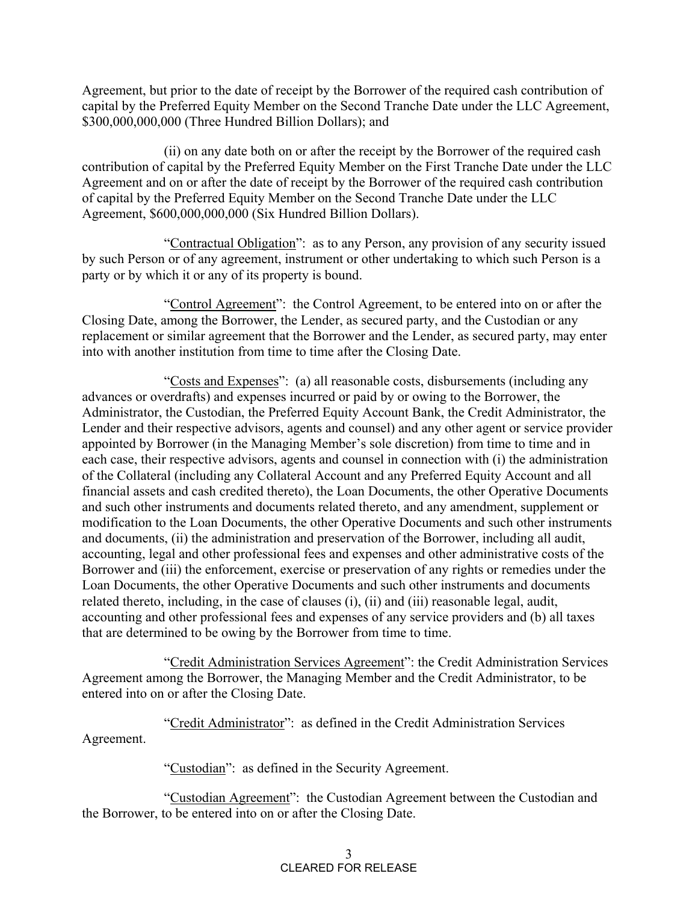Agreement, but prior to the date of receipt by the Borrower of the required cash contribution of capital by the Preferred Equity Member on the Second Tranche Date under the LLC Agreement, $300,000,000,000 (Three Hundred Billion Dollars); and

(ii) on any date both on or after the receipt by the Borrower of the required cash contribution of capital by the Preferred Equity Member on the First Tranche Date under the LLC Agreement and on or after the date of receipt by the Borrower of the required cash contribution of capital by the Preferred Equity Member on the Second Tranche Date under the LLC Agreement, $600,000,000,000 (Six Hundred Billion Dollars).

"Contractual Obligation": as to any Person, any provision of any security issued by such Person or of any agreement, instrument or other undertaking to which such Person is a party or by which it or any of its property is bound.

"Control Agreement": the Control Agreement, to be entered into on or after the Closing Date, among the Borrower, the Lender, as secured party, and the Custodian or any replacement or similar agreement that the Borrower and the Lender, as secured party, may enter into with another institution from time to time after the Closing Date.

"Costs and Expenses": (a) all reasonable costs, disbursements (including any advances or overdrafts) and expenses incurred or paid by or owing to the Borrower, the Administrator, the Custodian, the Preferred Equity Account Bank, the Credit Administrator, the Lender and their respective advisors, agents and counsel) and any other agent or service provider appointed by Borrower (in the Managing Member's sole discretion) from time to time and in each case, their respective advisors, agents and counsel in connection with (i) the administration of the Collateral (including any Collateral Account and any Preferred Equity Account and all financial assets and cash credited thereto), the Loan Documents, the other Operative Documents and such other instruments and documents related thereto, and any amendment, supplement or modification to the Loan Documents, the other Operative Documents and such other instruments and documents, (ii) the administration and preservation of the Borrower, including all audit, accounting, legal and other professional fees and expenses and other administrative costs of the Borrower and (iii) the enforcement, exercise or preservation of any rights or remedies under the Loan Documents, the other Operative Documents and such other instruments and documents related thereto, including, in the case of clauses (i), (ii) and (iii) reasonable legal, audit, accounting and other professional fees and expenses of any service providers and (b) all taxes that are determined to be owing by the Borrower from time to time.

"Credit Administration Services Agreement": the Credit Administration Services Agreement among the Borrower, the Managing Member and the Credit Administrator, to be entered into on or after the Closing Date.

"Credit Administrator": as defined in the Credit Administration Services Agreement.

"Custodian": as defined in the Security Agreement.

"Custodian Agreement": the Custodian Agreement between the Custodian and the Borrower, to be entered into on or after the Closing Date.

CLEARED FOR RELEASE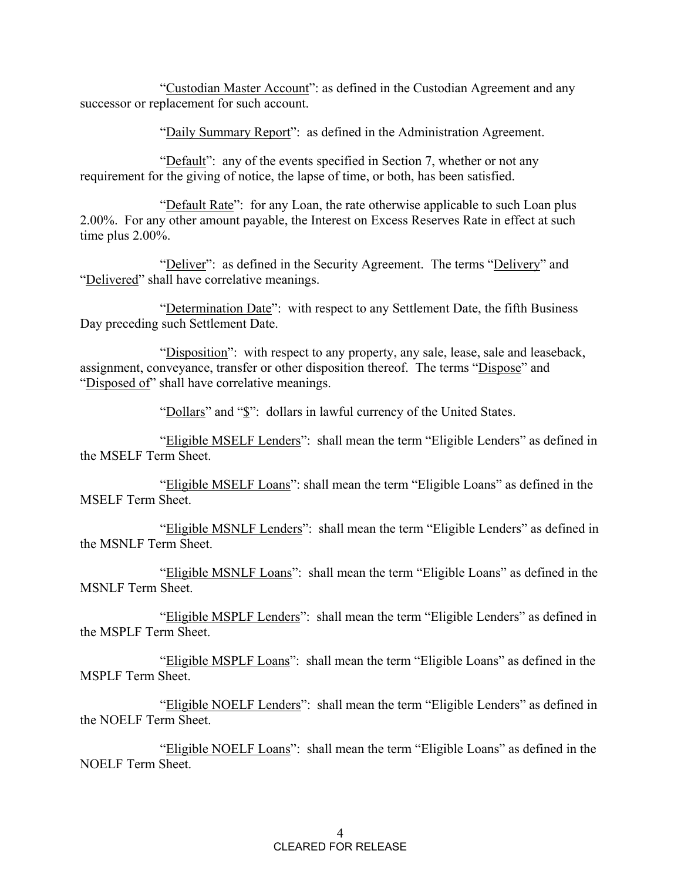"Custodian Master Account": as defined in the Custodian Agreement and any successor or replacement for such account.

"Daily Summary Report": as defined in the Administration Agreement.

"Default": any of the events specified in Section 7, whether or not any requirement for the giving of notice, the lapse of time, or both, has been satisfied.

"Default Rate": for any Loan, the rate otherwise applicable to such Loan plus 2.00%. For any other amount payable, the Interest on Excess Reserves Rate in effect at such time plus 2.00%.

"Deliver": as defined in the Security Agreement. The terms "Delivery" and "Delivered" shall have correlative meanings.

"Determination Date": with respect to any Settlement Date, the fifth Business Day preceding such Settlement Date.

"Disposition": with respect to any property, any sale, lease, sale and leaseback, assignment, conveyance, transfer or other disposition thereof. The terms "Dispose" and "Disposed of" shall have correlative meanings.

"Dollars" and "$": dollars in lawful currency of the United States.

"Eligible MSELF Lenders": shall mean the term "Eligible Lenders" as defined in the MSELF Term Sheet.

"Eligible MSELF Loans": shall mean the term "Eligible Loans" as defined in the MSELF Term Sheet.

"Eligible MSNLF Lenders": shall mean the term "Eligible Lenders" as defined in the MSNLF Term Sheet.

"Eligible MSNLF Loans": shall mean the term "Eligible Loans" as defined in the MSNLF Term Sheet.

"Eligible MSPLF Lenders": shall mean the term "Eligible Lenders" as defined in the MSPLF Term Sheet.

"Eligible MSPLF Loans": shall mean the term "Eligible Loans" as defined in the MSPLF Term Sheet.

"Eligible NOELF Lenders": shall mean the term "Eligible Lenders" as defined in the NOELF Term Sheet.

"Eligible NOELF Loans": shall mean the term "Eligible Loans" as defined in the NOELF Term Sheet.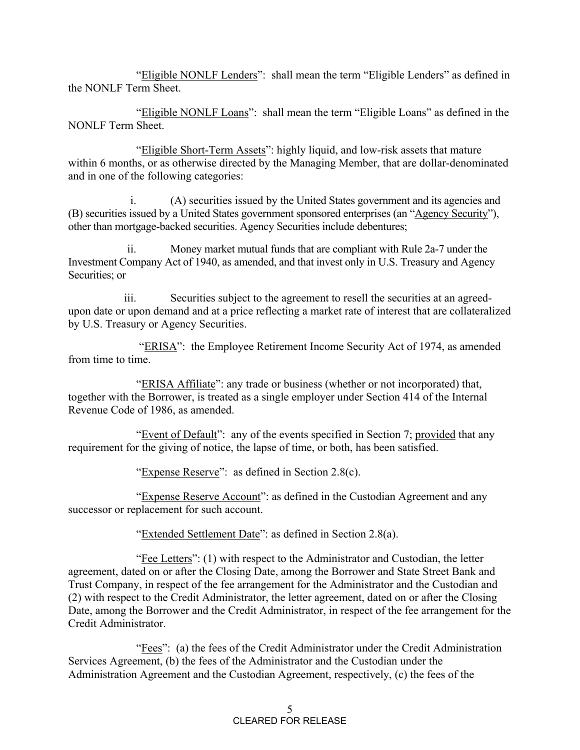"Eligible NONLF Lenders": shall mean the term "Eligible Lenders" as defined in the NONLF Term Sheet.

"Eligible NONLF Loans": shall mean the term "Eligible Loans" as defined in the NONLF Term Sheet.

"Eligible Short-Term Assets": highly liquid, and low-risk assets that mature within 6 months, or as otherwise directed by the Managing Member, that are dollar-denominated and in one of the following categories:

i. (A) securities issued by the United States government and its agencies and (B) securities issued by a United States government sponsored enterprises (an "Agency Security"), other than mortgage-backed securities. Agency Securities include debentures;

ii. Money market mutual funds that are compliant with Rule 2a-7 under the Investment Company Act of 1940, as amended, and that invest only in U.S. Treasury and Agency Securities; or

iii. Securities subject to the agreement to resell the securities at an agreed-upon date or upon demand and at a price reflecting a market rate of interest that are collateralized by U.S. Treasury or Agency Securities.

"ERISA": the Employee Retirement Income Security Act of 1974, as amended from time to time.

"ERISA Affiliate": any trade or business (whether or not incorporated) that, together with the Borrower, is treated as a single employer under Section 414 of the Internal Revenue Code of 1986, as amended.

"Event of Default": any of the events specified in Section 7; provided that any requirement for the giving of notice, the lapse of time, or both, has been satisfied.

"Expense Reserve": as defined in Section 2.8(c).

"Expense Reserve Account": as defined in the Custodian Agreement and any successor or replacement for such account.

"Extended Settlement Date": as defined in Section 2.8(a).

"Fee Letters": (1) with respect to the Administrator and Custodian, the letter agreement, dated on or after the Closing Date, among the Borrower and State Street Bank and Trust Company, in respect of the fee arrangement for the Administrator and the Custodian and (2) with respect to the Credit Administrator, the letter agreement, dated on or after the Closing Date, among the Borrower and the Credit Administrator, in respect of the fee arrangement for the Credit Administrator.

"Fees": (a) the fees of the Credit Administrator under the Credit Administration Services Agreement, (b) the fees of the Administrator and the Custodian under the Administration Agreement and the Custodian Agreement, respectively, (c) the fees of the

CLEARED FOR RELEASE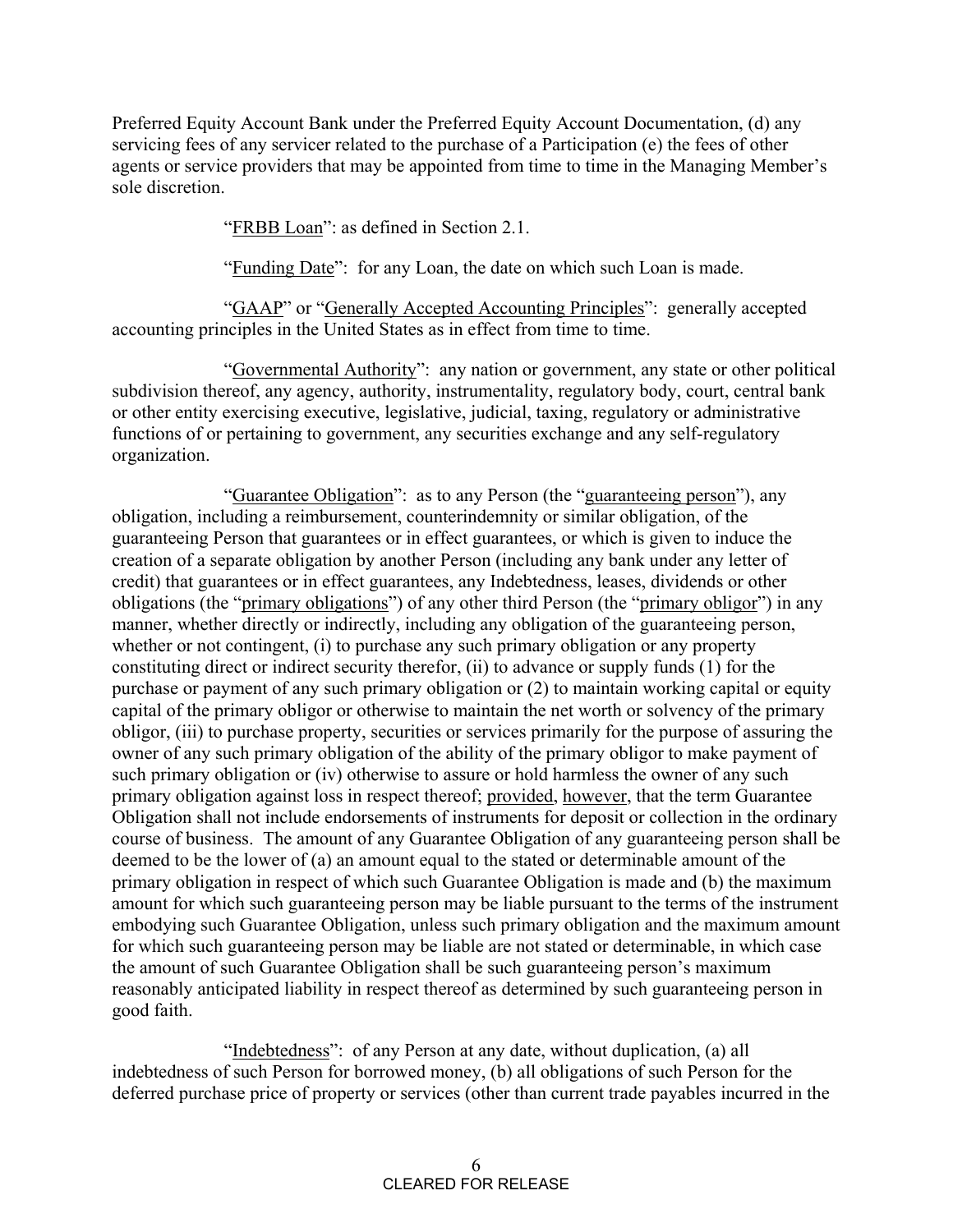Preferred Equity Account Bank under the Preferred Equity Account Documentation, (d) any servicing fees of any servicer related to the purchase of a Participation (e) the fees of other agents or service providers that may be appointed from time to time in the Managing Member's sole discretion.

"FRBB Loan": as defined in Section 2.1.

"Funding Date": for any Loan, the date on which such Loan is made.

"GAAP" or "Generally Accepted Accounting Principles": generally accepted accounting principles in the United States as in effect from time to time.

"Governmental Authority": any nation or government, any state or other political subdivision thereof, any agency, authority, instrumentality, regulatory body, court, central bank or other entity exercising executive, legislative, judicial, taxing, regulatory or administrative functions of or pertaining to government, any securities exchange and any self-regulatory organization.

"Guarantee Obligation": as to any Person (the "guaranteeing person"), any obligation, including a reimbursement, counterindemnity or similar obligation, of the guaranteeing Person that guarantees or in effect guarantees, or which is given to induce the creation of a separate obligation by another Person (including any bank under any letter of credit) that guarantees or in effect guarantees, any Indebtedness, leases, dividends or other obligations (the "primary obligations") of any other third Person (the "primary obligor") in any manner, whether directly or indirectly, including any obligation of the guaranteeing person, whether or not contingent, (i) to purchase any such primary obligation or any property constituting direct or indirect security therefor, (ii) to advance or supply funds (1) for the purchase or payment of any such primary obligation or (2) to maintain working capital or equity capital of the primary obligor or otherwise to maintain the net worth or solvency of the primary obligor, (iii) to purchase property, securities or services primarily for the purpose of assuring the owner of any such primary obligation of the ability of the primary obligor to make payment of such primary obligation or (iv) otherwise to assure or hold harmless the owner of any such primary obligation against loss in respect thereof; provided, however, that the term Guarantee Obligation shall not include endorsements of instruments for deposit or collection in the ordinary course of business. The amount of any Guarantee Obligation of any guaranteeing person shall be deemed to be the lower of (a) an amount equal to the stated or determinable amount of the primary obligation in respect of which such Guarantee Obligation is made and (b) the maximum amount for which such guaranteeing person may be liable pursuant to the terms of the instrument embodying such Guarantee Obligation, unless such primary obligation and the maximum amount for which such guaranteeing person may be liable are not stated or determinable, in which case the amount of such Guarantee Obligation shall be such guaranteeing person's maximum reasonably anticipated liability in respect thereof as determined by such guaranteeing person in good faith.

"Indebtedness": of any Person at any date, without duplication, (a) all indebtedness of such Person for borrowed money, (b) all obligations of such Person for the deferred purchase price of property or services (other than current trade payables incurred in the

CLEARED FOR RELEASE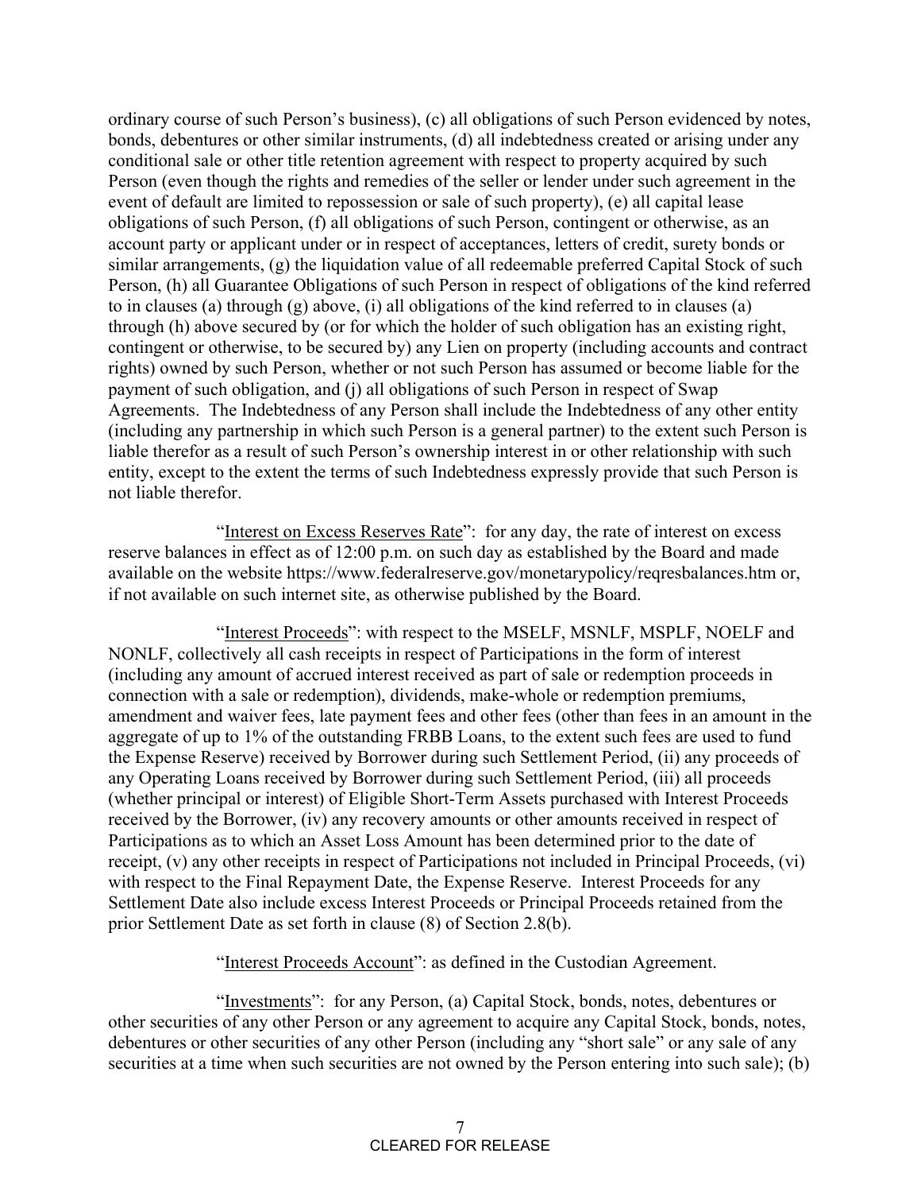ordinary course of such Person's business), (c) all obligations of such Person evidenced by notes, bonds, debentures or other similar instruments, (d) all indebtedness created or arising under any conditional sale or other title retention agreement with respect to property acquired by such Person (even though the rights and remedies of the seller or lender under such agreement in the event of default are limited to repossession or sale of such property), (e) all capital lease obligations of such Person, (f) all obligations of such Person, contingent or otherwise, as an account party or applicant under or in respect of acceptances, letters of credit, surety bonds or similar arrangements, (g) the liquidation value of all redeemable preferred Capital Stock of such Person, (h) all Guarantee Obligations of such Person in respect of obligations of the kind referred to in clauses (a) through (g) above, (i) all obligations of the kind referred to in clauses (a) through (h) above secured by (or for which the holder of such obligation has an existing right, contingent or otherwise, to be secured by) any Lien on property (including accounts and contract rights) owned by such Person, whether or not such Person has assumed or become liable for the payment of such obligation, and (j) all obligations of such Person in respect of Swap Agreements. The Indebtedness of any Person shall include the Indebtedness of any other entity (including any partnership in which such Person is a general partner) to the extent such Person is liable therefor as a result of such Person's ownership interest in or other relationship with such entity, except to the extent the terms of such Indebtedness expressly provide that such Person is not liable therefor.

"Interest on Excess Reserves Rate": for any day, the rate of interest on excess reserve balances in effect as of 12:00 p.m. on such day as established by the Board and made available on the website https://www.federalreserve.gov/monetarypolicy/reqresbalances.htm or, if not available on such internet site, as otherwise published by the Board.

"Interest Proceeds": with respect to the MSELF, MSNLF, MSPLF, NOELF and NONLF, collectively all cash receipts in respect of Participations in the form of interest (including any amount of accrued interest received as part of sale or redemption proceeds in connection with a sale or redemption), dividends, make-whole or redemption premiums, amendment and waiver fees, late payment fees and other fees (other than fees in an amount in the aggregate of up to 1% of the outstanding FRBB Loans, to the extent such fees are used to fund the Expense Reserve) received by Borrower during such Settlement Period, (ii) any proceeds of any Operating Loans received by Borrower during such Settlement Period, (iii) all proceeds (whether principal or interest) of Eligible Short-Term Assets purchased with Interest Proceeds received by the Borrower, (iv) any recovery amounts or other amounts received in respect of Participations as to which an Asset Loss Amount has been determined prior to the date of receipt, (v) any other receipts in respect of Participations not included in Principal Proceeds, (vi) with respect to the Final Repayment Date, the Expense Reserve. Interest Proceeds for any Settlement Date also include excess Interest Proceeds or Principal Proceeds retained from the prior Settlement Date as set forth in clause (8) of Section 2.8(b).

"Interest Proceeds Account": as defined in the Custodian Agreement.

"Investments": for any Person, (a) Capital Stock, bonds, notes, debentures or other securities of any other Person or any agreement to acquire any Capital Stock, bonds, notes, debentures or other securities of any other Person (including any "short sale" or any sale of any securities at a time when such securities are not owned by the Person entering into such sale); (b)

CLEARED FOR RELEASE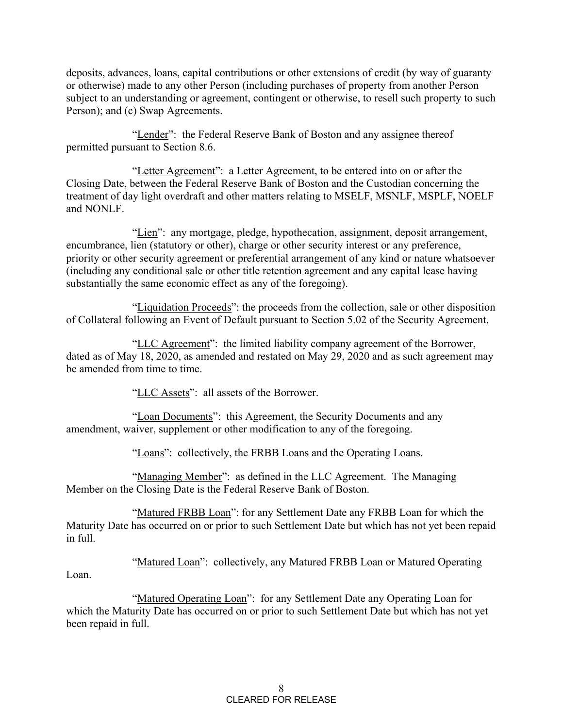deposits, advances, loans, capital contributions or other extensions of credit (by way of guaranty or otherwise) made to any other Person (including purchases of property from another Person subject to an understanding or agreement, contingent or otherwise, to resell such property to such Person); and (c) Swap Agreements.

"Lender": the Federal Reserve Bank of Boston and any assignee thereof permitted pursuant to Section 8.6.

"Letter Agreement": a Letter Agreement, to be entered into on or after the Closing Date, between the Federal Reserve Bank of Boston and the Custodian concerning the treatment of day light overdraft and other matters relating to MSELF, MSNLF, MSPLF, NOELF and NONLF.

"Lien": any mortgage, pledge, hypothecation, assignment, deposit arrangement, encumbrance, lien (statutory or other), charge or other security interest or any preference, priority or other security agreement or preferential arrangement of any kind or nature whatsoever (including any conditional sale or other title retention agreement and any capital lease having substantially the same economic effect as any of the foregoing).

"Liquidation Proceeds": the proceeds from the collection, sale or other disposition of Collateral following an Event of Default pursuant to Section 5.02 of the Security Agreement.

"LLC Agreement": the limited liability company agreement of the Borrower, dated as of May 18, 2020, as amended and restated on May 29, 2020 and as such agreement may be amended from time to time.

"LLC Assets": all assets of the Borrower.

"Loan Documents": this Agreement, the Security Documents and any amendment, waiver, supplement or other modification to any of the foregoing.

"Loans": collectively, the FRBB Loans and the Operating Loans.

"Managing Member": as defined in the LLC Agreement. The Managing Member on the Closing Date is the Federal Reserve Bank of Boston.

"Matured FRBB Loan": for any Settlement Date any FRBB Loan for which the Maturity Date has occurred on or prior to such Settlement Date but which has not yet been repaid in full.

"Matured Loan": collectively, any Matured FRBB Loan or Matured Operating Loan.

"Matured Operating Loan": for any Settlement Date any Operating Loan for which the Maturity Date has occurred on or prior to such Settlement Date but which has not yet been repaid in full.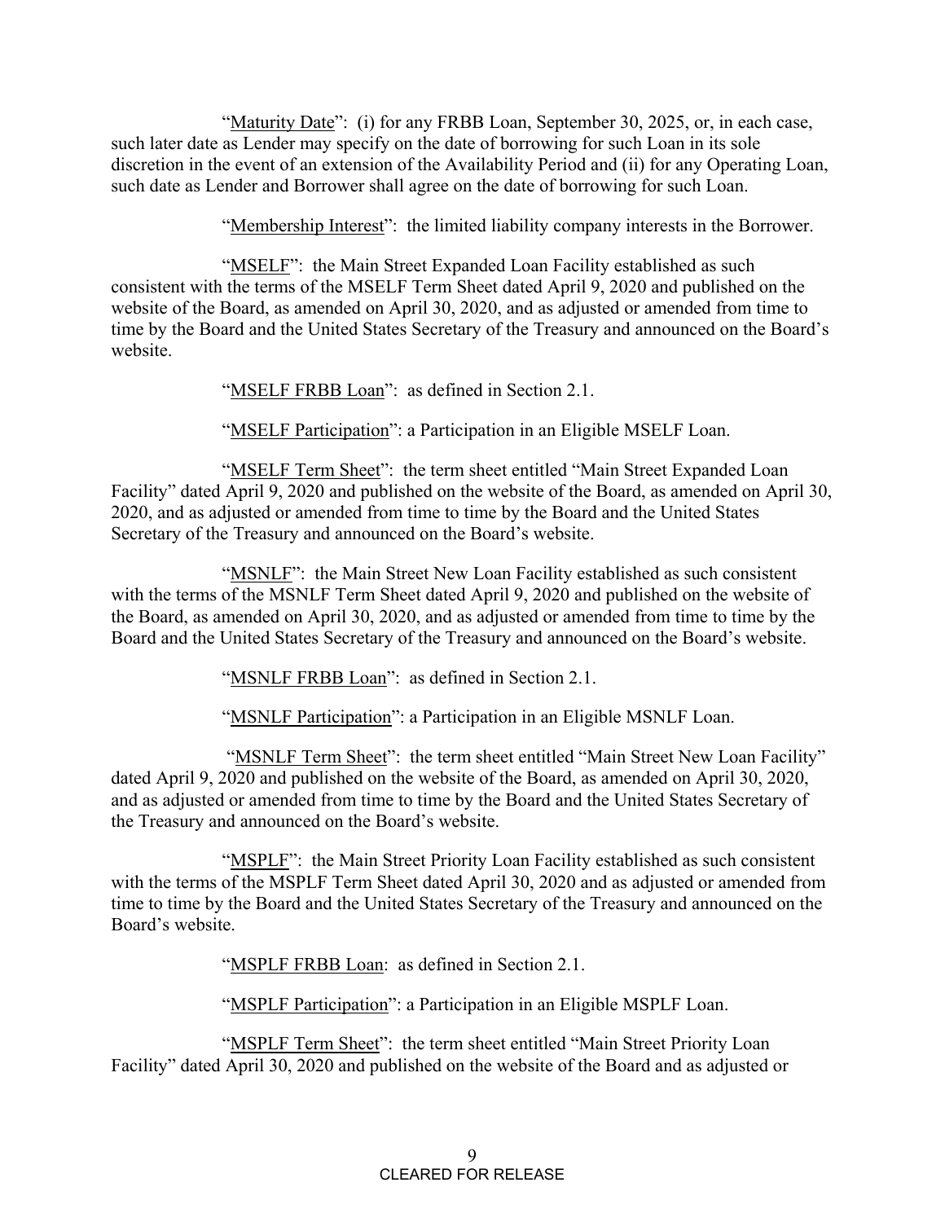"Maturity Date": (i) for any FRBB Loan, September 30, 2025, or, in each case, such later date as Lender may specify on the date of borrowing for such Loan in its sole discretion in the event of an extension of the Availability Period and (ii) for any Operating Loan, such date as Lender and Borrower shall agree on the date of borrowing for such Loan.

"Membership Interest": the limited liability company interests in the Borrower.

"MSELF": the Main Street Expanded Loan Facility established as such consistent with the terms of the MSELF Term Sheet dated April 9, 2020 and published on the website of the Board, as amended on April 30, 2020, and as adjusted or amended from time to time by the Board and the United States Secretary of the Treasury and announced on the Board's website.

"MSELF FRBB Loan": as defined in Section 2.1.

"MSELF Participation": a Participation in an Eligible MSELF Loan.

"MSELF Term Sheet": the term sheet entitled "Main Street Expanded Loan Facility" dated April 9, 2020 and published on the website of the Board, as amended on April 30, 2020, and as adjusted or amended from time to time by the Board and the United States Secretary of the Treasury and announced on the Board's website.

"MSNLF": the Main Street New Loan Facility established as such consistent with the terms of the MSNLF Term Sheet dated April 9, 2020 and published on the website of the Board, as amended on April 30, 2020, and as adjusted or amended from time to time by the Board and the United States Secretary of the Treasury and announced on the Board's website.

"MSNLF FRBB Loan": as defined in Section 2.1.

"MSNLF Participation": a Participation in an Eligible MSNLF Loan.

"MSNLF Term Sheet": the term sheet entitled "Main Street New Loan Facility" dated April 9, 2020 and published on the website of the Board, as amended on April 30, 2020, and as adjusted or amended from time to time by the Board and the United States Secretary of the Treasury and announced on the Board's website.

"MSPLF": the Main Street Priority Loan Facility established as such consistent with the terms of the MSPLF Term Sheet dated April 30, 2020 and as adjusted or amended from time to time by the Board and the United States Secretary of the Treasury and announced on the Board's website.

"MSPLF FRBB Loan: as defined in Section 2.1.

"MSPLF Participation": a Participation in an Eligible MSPLF Loan.

"MSPLF Term Sheet": the term sheet entitled "Main Street Priority Loan Facility" dated April 30, 2020 and published on the website of the Board and as adjusted or

CLEARED FOR RELEASE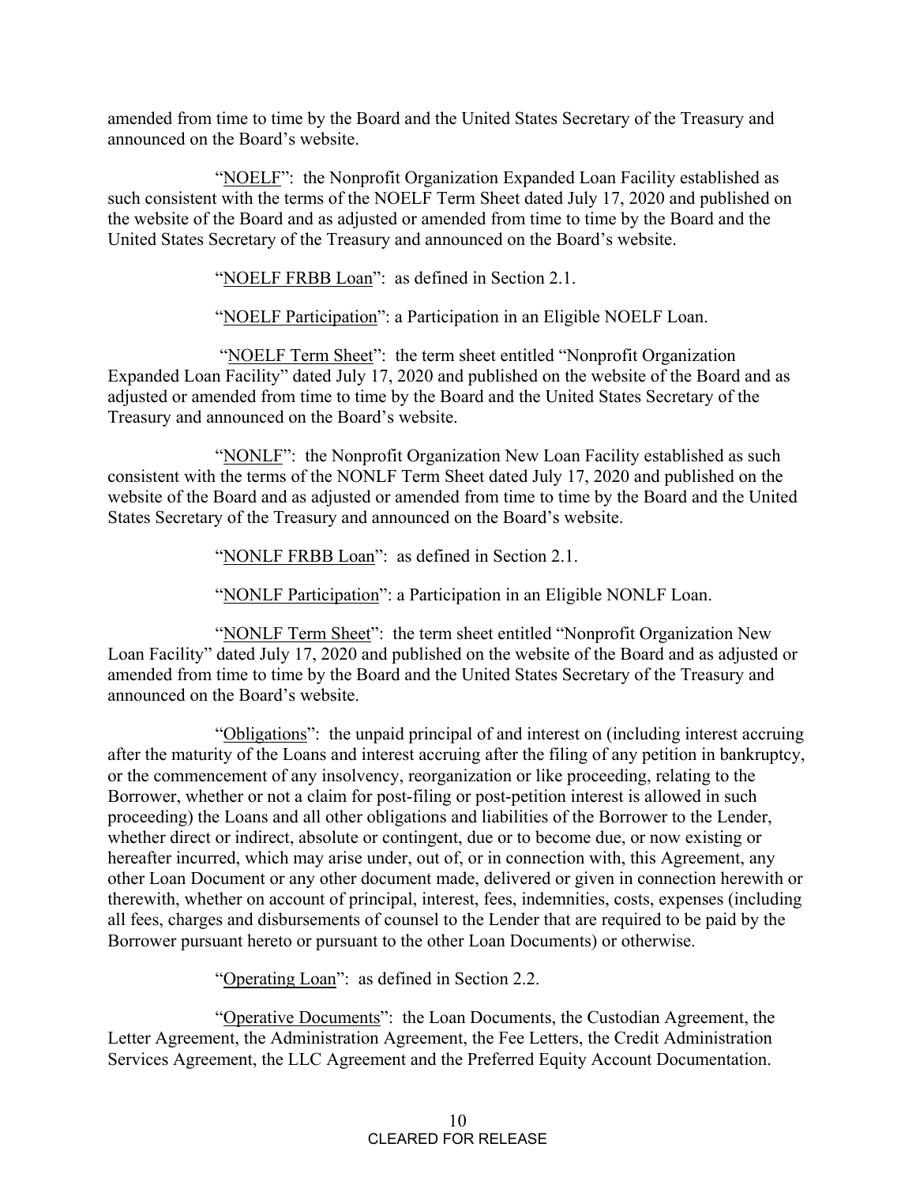amended from time to time by the Board and the United States Secretary of the Treasury and announced on the Board's website.

"NOELF": the Nonprofit Organization Expanded Loan Facility established as such consistent with the terms of the NOELF Term Sheet dated July 17, 2020 and published on the website of the Board and as adjusted or amended from time to time by the Board and the United States Secretary of the Treasury and announced on the Board's website.

"NOELF FRBB Loan": as defined in Section 2.1.

"NOELF Participation": a Participation in an Eligible NOELF Loan.

"NOELF Term Sheet": the term sheet entitled "Nonprofit Organization Expanded Loan Facility" dated July 17, 2020 and published on the website of the Board and as adjusted or amended from time to time by the Board and the United States Secretary of the Treasury and announced on the Board's website.

"NONLF": the Nonprofit Organization New Loan Facility established as such consistent with the terms of the NONLF Term Sheet dated July 17, 2020 and published on the website of the Board and as adjusted or amended from time to time by the Board and the United States Secretary of the Treasury and announced on the Board's website.

"NONLF FRBB Loan": as defined in Section 2.1.

"NONLF Participation": a Participation in an Eligible NONLF Loan.

"NONLF Term Sheet": the term sheet entitled "Nonprofit Organization New Loan Facility" dated July 17, 2020 and published on the website of the Board and as adjusted or amended from time to time by the Board and the United States Secretary of the Treasury and announced on the Board's website.

"Obligations": the unpaid principal of and interest on (including interest accruing after the maturity of the Loans and interest accruing after the filing of any petition in bankruptcy, or the commencement of any insolvency, reorganization or like proceeding, relating to the Borrower, whether or not a claim for post-filing or post-petition interest is allowed in such proceeding) the Loans and all other obligations and liabilities of the Borrower to the Lender, whether direct or indirect, absolute or contingent, due or to become due, or now existing or hereafter incurred, which may arise under, out of, or in connection with, this Agreement, any other Loan Document or any other document made, delivered or given in connection herewith or therewith, whether on account of principal, interest, fees, indemnities, costs, expenses (including all fees, charges and disbursements of counsel to the Lender that are required to be paid by the Borrower pursuant hereto or pursuant to the other Loan Documents) or otherwise.

"Operating Loan": as defined in Section 2.2.

"Operative Documents": the Loan Documents, the Custodian Agreement, the Letter Agreement, the Administration Agreement, the Fee Letters, the Credit Administration Services Agreement, the LLC Agreement and the Preferred Equity Account Documentation.

CLEARED FOR RELEASE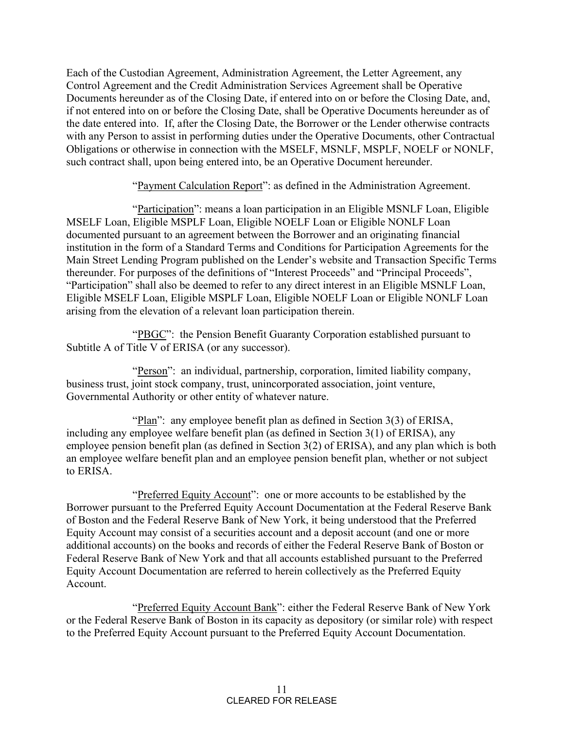Each of the Custodian Agreement, Administration Agreement, the Letter Agreement, any Control Agreement and the Credit Administration Services Agreement shall be Operative Documents hereunder as of the Closing Date, if entered into on or before the Closing Date, and, if not entered into on or before the Closing Date, shall be Operative Documents hereunder as of the date entered into. If, after the Closing Date, the Borrower or the Lender otherwise contracts with any Person to assist in performing duties under the Operative Documents, other Contractual Obligations or otherwise in connection with the MSELF, MSNLF, MSPLF, NOELF or NONLF, such contract shall, upon being entered into, be an Operative Document hereunder.

"Payment Calculation Report": as defined in the Administration Agreement.

"Participation": means a loan participation in an Eligible MSNLF Loan, Eligible MSELF Loan, Eligible MSPLF Loan, Eligible NOELF Loan or Eligible NONLF Loan documented pursuant to an agreement between the Borrower and an originating financial institution in the form of a Standard Terms and Conditions for Participation Agreements for the Main Street Lending Program published on the Lender's website and Transaction Specific Terms thereunder. For purposes of the definitions of "Interest Proceeds" and "Principal Proceeds", "Participation" shall also be deemed to refer to any direct interest in an Eligible MSNLF Loan, Eligible MSELF Loan, Eligible MSPLF Loan, Eligible NOELF Loan or Eligible NONLF Loan arising from the elevation of a relevant loan participation therein.

"PBGC": the Pension Benefit Guaranty Corporation established pursuant to Subtitle A of Title V of ERISA (or any successor).

"Person": an individual, partnership, corporation, limited liability company, business trust, joint stock company, trust, unincorporated association, joint venture, Governmental Authority or other entity of whatever nature.

"Plan": any employee benefit plan as defined in Section 3(3) of ERISA, including any employee welfare benefit plan (as defined in Section 3(1) of ERISA), any employee pension benefit plan (as defined in Section 3(2) of ERISA), and any plan which is both an employee welfare benefit plan and an employee pension benefit plan, whether or not subject to ERISA.

"Preferred Equity Account": one or more accounts to be established by the Borrower pursuant to the Preferred Equity Account Documentation at the Federal Reserve Bank of Boston and the Federal Reserve Bank of New York, it being understood that the Preferred Equity Account may consist of a securities account and a deposit account (and one or more additional accounts) on the books and records of either the Federal Reserve Bank of Boston or Federal Reserve Bank of New York and that all accounts established pursuant to the Preferred Equity Account Documentation are referred to herein collectively as the Preferred Equity Account.

"Preferred Equity Account Bank": either the Federal Reserve Bank of New York or the Federal Reserve Bank of Boston in its capacity as depository (or similar role) with respect to the Preferred Equity Account pursuant to the Preferred Equity Account Documentation.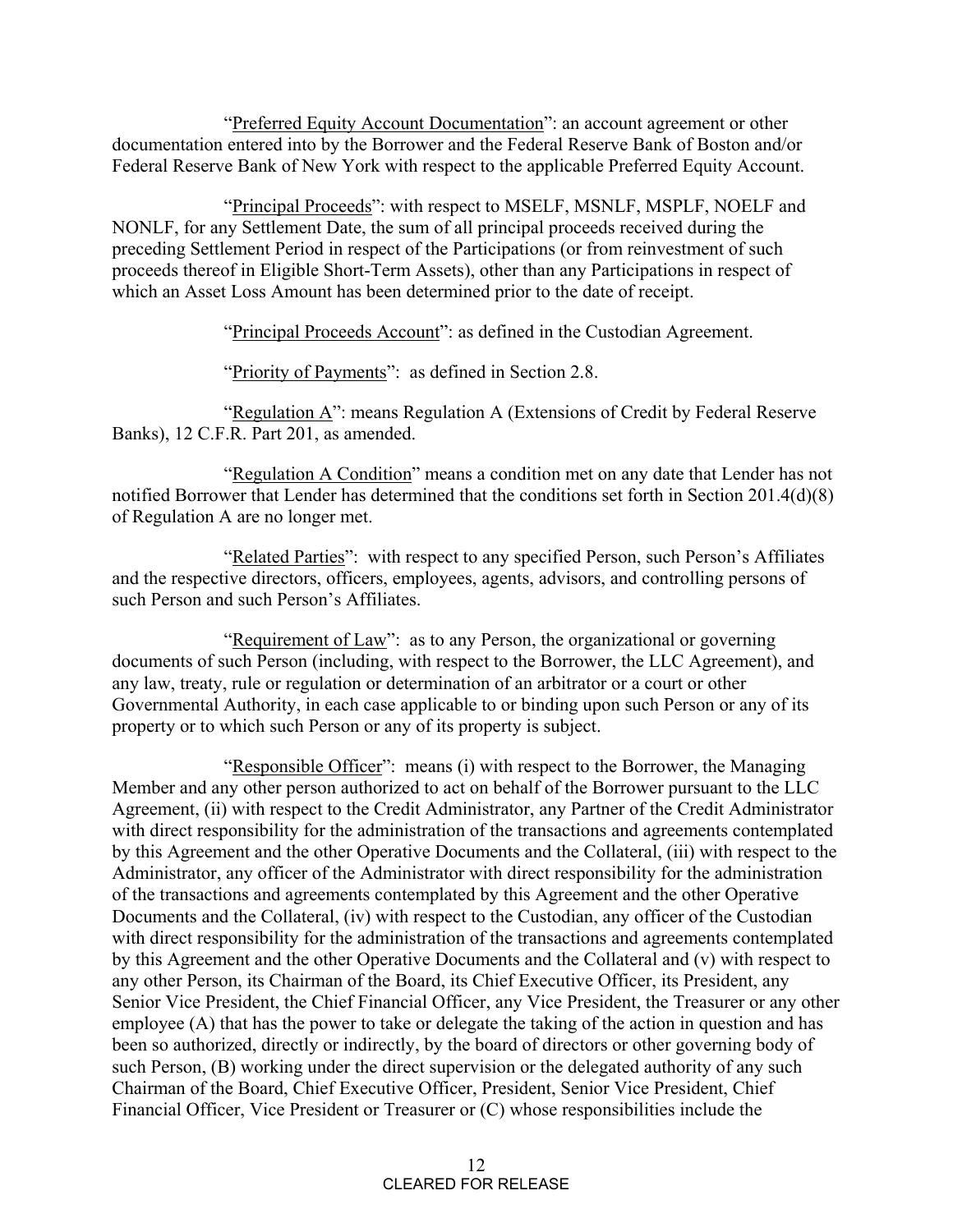"Preferred Equity Account Documentation": an account agreement or other documentation entered into by the Borrower and the Federal Reserve Bank of Boston and/or Federal Reserve Bank of New York with respect to the applicable Preferred Equity Account.

"Principal Proceeds": with respect to MSELF, MSNLF, MSPLF, NOELF and NONLF, for any Settlement Date, the sum of all principal proceeds received during the preceding Settlement Period in respect of the Participations (or from reinvestment of such proceeds thereof in Eligible Short-Term Assets), other than any Participations in respect of which an Asset Loss Amount has been determined prior to the date of receipt.

"Principal Proceeds Account": as defined in the Custodian Agreement.

"Priority of Payments": as defined in Section 2.8.

"Regulation A": means Regulation A (Extensions of Credit by Federal Reserve Banks), 12 C.F.R. Part 201, as amended.

"Regulation A Condition" means a condition met on any date that Lender has not notified Borrower that Lender has determined that the conditions set forth in Section 201.4(d)(8) of Regulation A are no longer met.

"Related Parties": with respect to any specified Person, such Person's Affiliates and the respective directors, officers, employees, agents, advisors, and controlling persons of such Person and such Person's Affiliates.

"Requirement of Law": as to any Person, the organizational or governing documents of such Person (including, with respect to the Borrower, the LLC Agreement), and any law, treaty, rule or regulation or determination of an arbitrator or a court or other Governmental Authority, in each case applicable to or binding upon such Person or any of its property or to which such Person or any of its property is subject.

"Responsible Officer": means (i) with respect to the Borrower, the Managing Member and any other person authorized to act on behalf of the Borrower pursuant to the LLC Agreement, (ii) with respect to the Credit Administrator, any Partner of the Credit Administrator with direct responsibility for the administration of the transactions and agreements contemplated by this Agreement and the other Operative Documents and the Collateral, (iii) with respect to the Administrator, any officer of the Administrator with direct responsibility for the administration of the transactions and agreements contemplated by this Agreement and the other Operative Documents and the Collateral, (iv) with respect to the Custodian, any officer of the Custodian with direct responsibility for the administration of the transactions and agreements contemplated by this Agreement and the other Operative Documents and the Collateral and (v) with respect to any other Person, its Chairman of the Board, its Chief Executive Officer, its President, any Senior Vice President, the Chief Financial Officer, any Vice President, the Treasurer or any other employee (A) that has the power to take or delegate the taking of the action in question and has been so authorized, directly or indirectly, by the board of directors or other governing body of such Person, (B) working under the direct supervision or the delegated authority of any such Chairman of the Board, Chief Executive Officer, President, Senior Vice President, Chief Financial Officer, Vice President or Treasurer or (C) whose responsibilities include the

CLEARED FOR RELEASE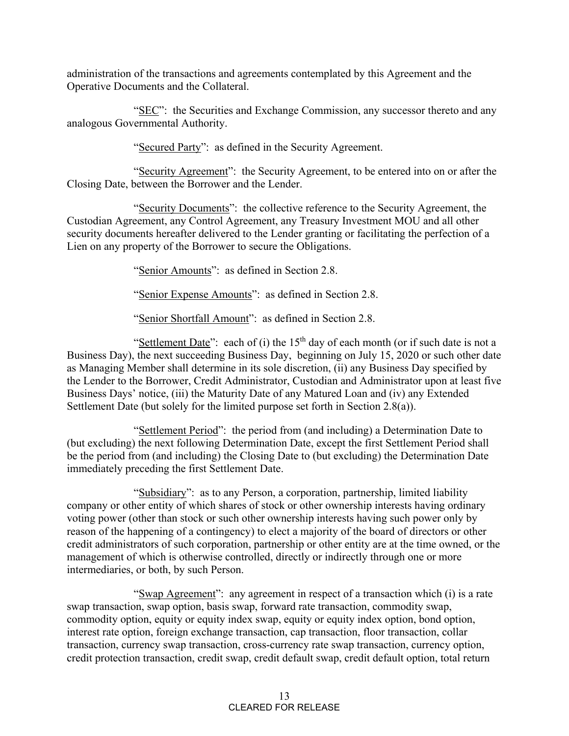administration of the transactions and agreements contemplated by this Agreement and the Operative Documents and the Collateral.

"SEC": the Securities and Exchange Commission, any successor thereto and any analogous Governmental Authority.

"Secured Party": as defined in the Security Agreement.

"Security Agreement": the Security Agreement, to be entered into on or after the Closing Date, between the Borrower and the Lender.

"Security Documents": the collective reference to the Security Agreement, the Custodian Agreement, any Control Agreement, any Treasury Investment MOU and all other security documents hereafter delivered to the Lender granting or facilitating the perfection of a Lien on any property of the Borrower to secure the Obligations.

"Senior Amounts": as defined in Section 2.8.

"Senior Expense Amounts": as defined in Section 2.8.

"Senior Shortfall Amount": as defined in Section 2.8.

"Settlement Date": each of (i) the 15th day of each month (or if such date is not a Business Day), the next succeeding Business Day, beginning on July 15, 2020 or such other date as Managing Member shall determine in its sole discretion, (ii) any Business Day specified by the Lender to the Borrower, Credit Administrator, Custodian and Administrator upon at least five Business Days' notice, (iii) the Maturity Date of any Matured Loan and (iv) any Extended Settlement Date (but solely for the limited purpose set forth in Section 2.8(a)).

"Settlement Period": the period from (and including) a Determination Date to (but excluding) the next following Determination Date, except the first Settlement Period shall be the period from (and including) the Closing Date to (but excluding) the Determination Date immediately preceding the first Settlement Date.

"Subsidiary": as to any Person, a corporation, partnership, limited liability company or other entity of which shares of stock or other ownership interests having ordinary voting power (other than stock or such other ownership interests having such power only by reason of the happening of a contingency) to elect a majority of the board of directors or other credit administrators of such corporation, partnership or other entity are at the time owned, or the management of which is otherwise controlled, directly or indirectly through one or more intermediaries, or both, by such Person.

"Swap Agreement": any agreement in respect of a transaction which (i) is a rate swap transaction, swap option, basis swap, forward rate transaction, commodity swap, commodity option, equity or equity index swap, equity or equity index option, bond option, interest rate option, foreign exchange transaction, cap transaction, floor transaction, collar transaction, currency swap transaction, cross-currency rate swap transaction, currency option, credit protection transaction, credit swap, credit default swap, credit default option, total return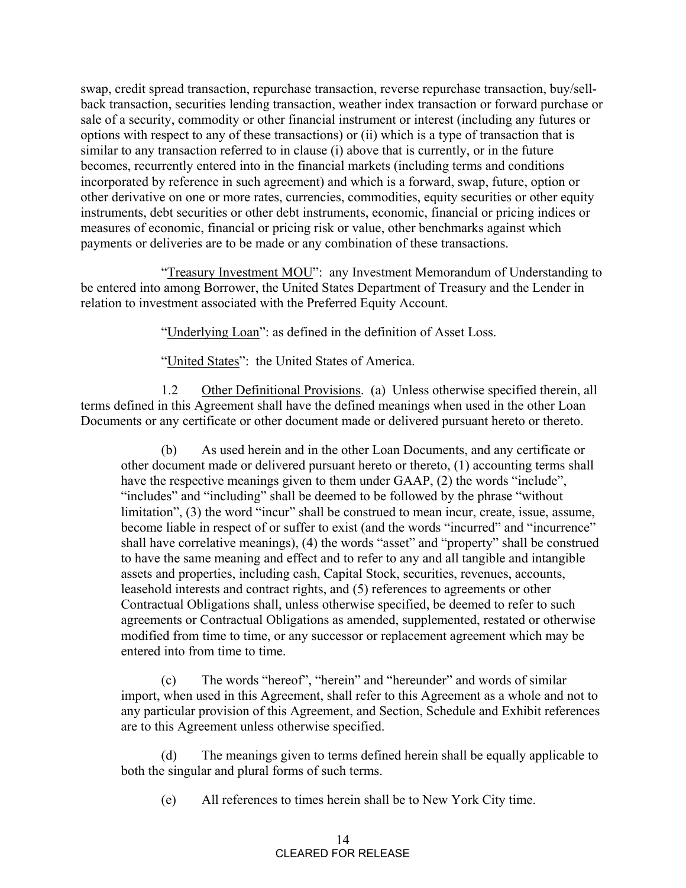swap, credit spread transaction, repurchase transaction, reverse repurchase transaction, buy/sell-back transaction, securities lending transaction, weather index transaction or forward purchase or sale of a security, commodity or other financial instrument or interest (including any futures or options with respect to any of these transactions) or (ii) which is a type of transaction that is similar to any transaction referred to in clause (i) above that is currently, or in the future becomes, recurrently entered into in the financial markets (including terms and conditions incorporated by reference in such agreement) and which is a forward, swap, future, option or other derivative on one or more rates, currencies, commodities, equity securities or other equity instruments, debt securities or other debt instruments, economic, financial or pricing indices or measures of economic, financial or pricing risk or value, other benchmarks against which payments or deliveries are to be made or any combination of these transactions.

"Treasury Investment MOU": any Investment Memorandum of Understanding to be entered into among Borrower, the United States Department of Treasury and the Lender in relation to investment associated with the Preferred Equity Account.

"Underlying Loan": as defined in the definition of Asset Loss.

"United States": the United States of America.

1.2 Other Definitional Provisions. (a) Unless otherwise specified therein, all terms defined in this Agreement shall have the defined meanings when used in the other Loan Documents or any certificate or other document made or delivered pursuant hereto or thereto.

(b) As used herein and in the other Loan Documents, and any certificate or other document made or delivered pursuant hereto or thereto, (1) accounting terms shall have the respective meanings given to them under GAAP, (2) the words "include", "includes" and "including" shall be deemed to be followed by the phrase "without limitation", (3) the word "incur" shall be construed to mean incur, create, issue, assume, become liable in respect of or suffer to exist (and the words "incurred" and "incurrence" shall have correlative meanings), (4) the words "asset" and "property" shall be construed to have the same meaning and effect and to refer to any and all tangible and intangible assets and properties, including cash, Capital Stock, securities, revenues, accounts, leasehold interests and contract rights, and (5) references to agreements or other Contractual Obligations shall, unless otherwise specified, be deemed to refer to such agreements or Contractual Obligations as amended, supplemented, restated or otherwise modified from time to time, or any successor or replacement agreement which may be entered into from time to time.

(c) The words "hereof", "herein" and "hereunder" and words of similar import, when used in this Agreement, shall refer to this Agreement as a whole and not to any particular provision of this Agreement, and Section, Schedule and Exhibit references are to this Agreement unless otherwise specified.

(d) The meanings given to terms defined herein shall be equally applicable to both the singular and plural forms of such terms.

(e) All references to times herein shall be to New York City time.

CLEARED FOR RELEASE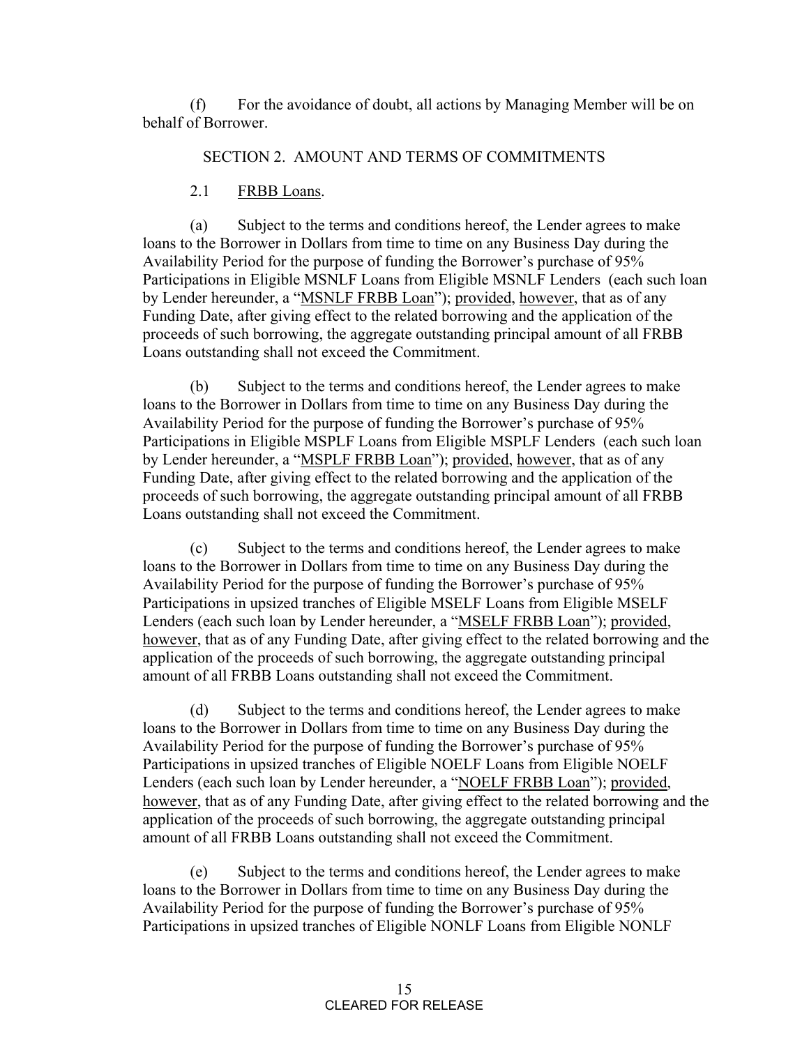(f) For the avoidance of doubt, all actions by Managing Member will be on behalf of Borrower.

## SECTION 2. AMOUNT AND TERMS OF COMMITMENTS

2.1 FRBB Loans.

(a) Subject to the terms and conditions hereof, the Lender agrees to make loans to the Borrower in Dollars from time to time on any Business Day during the Availability Period for the purpose of funding the Borrower's purchase of 95% Participations in Eligible MSNLF Loans from Eligible MSNLF Lenders (each such loan by Lender hereunder, a "MSNLF FRBB Loan"); provided, however, that as of any Funding Date, after giving effect to the related borrowing and the application of the proceeds of such borrowing, the aggregate outstanding principal amount of all FRBB Loans outstanding shall not exceed the Commitment.

(b) Subject to the terms and conditions hereof, the Lender agrees to make loans to the Borrower in Dollars from time to time on any Business Day during the Availability Period for the purpose of funding the Borrower's purchase of 95% Participations in Eligible MSPLF Loans from Eligible MSPLF Lenders (each such loan by Lender hereunder, a "MSPLF FRBB Loan"); provided, however, that as of any Funding Date, after giving effect to the related borrowing and the application of the proceeds of such borrowing, the aggregate outstanding principal amount of all FRBB Loans outstanding shall not exceed the Commitment.

(c) Subject to the terms and conditions hereof, the Lender agrees to make loans to the Borrower in Dollars from time to time on any Business Day during the Availability Period for the purpose of funding the Borrower's purchase of 95% Participations in upsized tranches of Eligible MSELF Loans from Eligible MSELF Lenders (each such loan by Lender hereunder, a "MSELF FRBB Loan"); provided, however, that as of any Funding Date, after giving effect to the related borrowing and the application of the proceeds of such borrowing, the aggregate outstanding principal amount of all FRBB Loans outstanding shall not exceed the Commitment.

(d) Subject to the terms and conditions hereof, the Lender agrees to make loans to the Borrower in Dollars from time to time on any Business Day during the Availability Period for the purpose of funding the Borrower's purchase of 95% Participations in upsized tranches of Eligible NOELF Loans from Eligible NOELF Lenders (each such loan by Lender hereunder, a "NOELF FRBB Loan"); provided, however, that as of any Funding Date, after giving effect to the related borrowing and the application of the proceeds of such borrowing, the aggregate outstanding principal amount of all FRBB Loans outstanding shall not exceed the Commitment.

(e) Subject to the terms and conditions hereof, the Lender agrees to make loans to the Borrower in Dollars from time to time on any Business Day during the Availability Period for the purpose of funding the Borrower's purchase of 95% Participations in upsized tranches of Eligible NONLF Loans from Eligible NONLF

CLEARED FOR RELEASE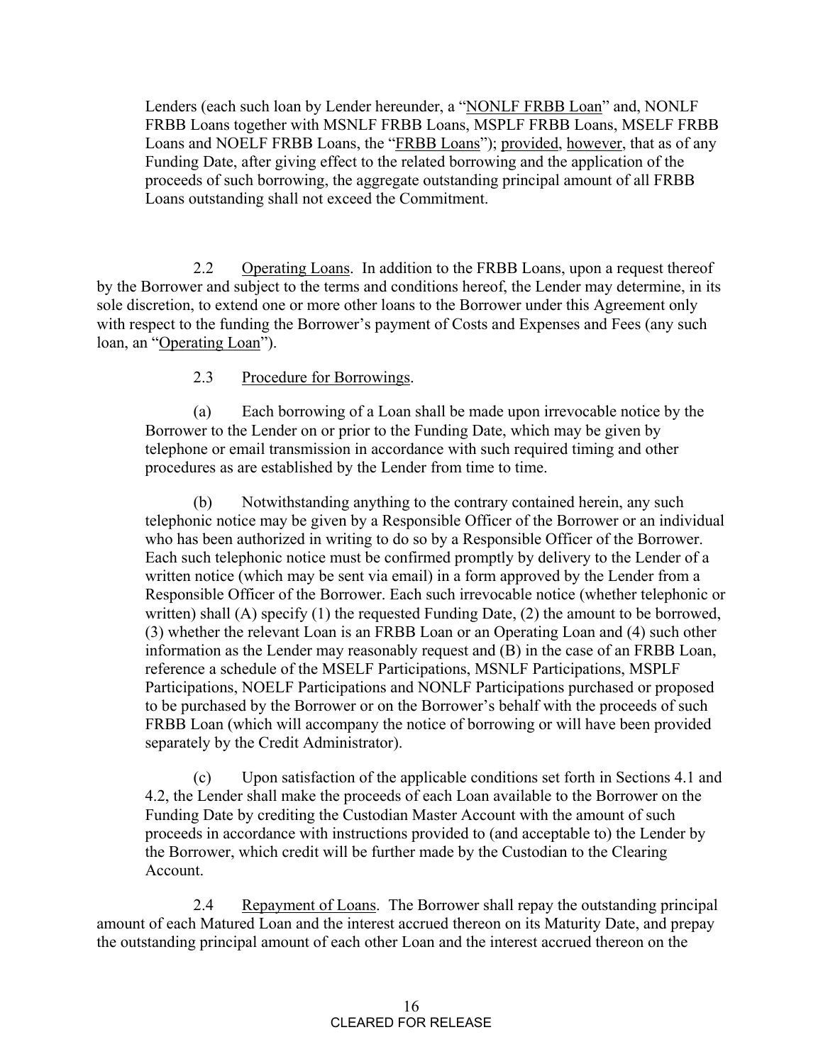Lenders (each such loan by Lender hereunder, a "NONLF FRBB Loan" and, NONLF FRBB Loans together with MSNLF FRBB Loans, MSPLF FRBB Loans, MSELF FRBB Loans and NOELF FRBB Loans, the "FRBB Loans"); provided, however, that as of any Funding Date, after giving effect to the related borrowing and the application of the proceeds of such borrowing, the aggregate outstanding principal amount of all FRBB Loans outstanding shall not exceed the Commitment.

2.2 Operating Loans. In addition to the FRBB Loans, upon a request thereof by the Borrower and subject to the terms and conditions hereof, the Lender may determine, in its sole discretion, to extend one or more other loans to the Borrower under this Agreement only with respect to the funding the Borrower's payment of Costs and Expenses and Fees (any such loan, an "Operating Loan").

2.3 Procedure for Borrowings.

(a) Each borrowing of a Loan shall be made upon irrevocable notice by the Borrower to the Lender on or prior to the Funding Date, which may be given by telephone or email transmission in accordance with such required timing and other procedures as are established by the Lender from time to time.

(b) Notwithstanding anything to the contrary contained herein, any such telephonic notice may be given by a Responsible Officer of the Borrower or an individual who has been authorized in writing to do so by a Responsible Officer of the Borrower. Each such telephonic notice must be confirmed promptly by delivery to the Lender of a written notice (which may be sent via email) in a form approved by the Lender from a Responsible Officer of the Borrower. Each such irrevocable notice (whether telephonic or written) shall (A) specify (1) the requested Funding Date, (2) the amount to be borrowed, (3) whether the relevant Loan is an FRBB Loan or an Operating Loan and (4) such other information as the Lender may reasonably request and (B) in the case of an FRBB Loan, reference a schedule of the MSELF Participations, MSNLF Participations, MSPLF Participations, NOELF Participations and NONLF Participations purchased or proposed to be purchased by the Borrower or on the Borrower's behalf with the proceeds of such FRBB Loan (which will accompany the notice of borrowing or will have been provided separately by the Credit Administrator).

(c) Upon satisfaction of the applicable conditions set forth in Sections 4.1 and 4.2, the Lender shall make the proceeds of each Loan available to the Borrower on the Funding Date by crediting the Custodian Master Account with the amount of such proceeds in accordance with instructions provided to (and acceptable to) the Lender by the Borrower, which credit will be further made by the Custodian to the Clearing Account.

2.4 Repayment of Loans. The Borrower shall repay the outstanding principal amount of each Matured Loan and the interest accrued thereon on its Maturity Date, and prepay the outstanding principal amount of each other Loan and the interest accrued thereon on the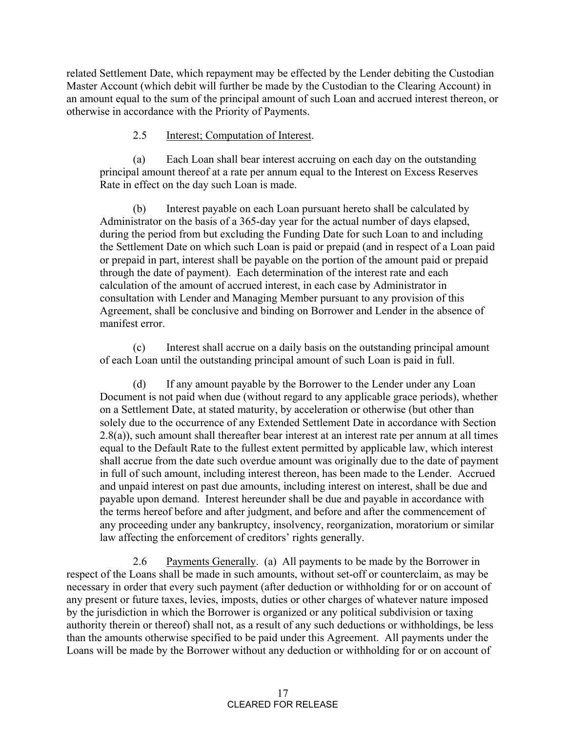related Settlement Date, which repayment may be effected by the Lender debiting the Custodian Master Account (which debit will further be made by the Custodian to the Clearing Account) in an amount equal to the sum of the principal amount of such Loan and accrued interest thereon, or otherwise in accordance with the Priority of Payments.

2.5 Interest; Computation of Interest.

(a) Each Loan shall bear interest accruing on each day on the outstanding principal amount thereof at a rate per annum equal to the Interest on Excess Reserves Rate in effect on the day such Loan is made.

(b) Interest payable on each Loan pursuant hereto shall be calculated by Administrator on the basis of a 365-day year for the actual number of days elapsed, during the period from but excluding the Funding Date for such Loan to and including the Settlement Date on which such Loan is paid or prepaid (and in respect of a Loan paid or prepaid in part, interest shall be payable on the portion of the amount paid or prepaid through the date of payment). Each determination of the interest rate and each calculation of the amount of accrued interest, in each case by Administrator in consultation with Lender and Managing Member pursuant to any provision of this Agreement, shall be conclusive and binding on Borrower and Lender in the absence of manifest error.

(c) Interest shall accrue on a daily basis on the outstanding principal amount of each Loan until the outstanding principal amount of such Loan is paid in full.

(d) If any amount payable by the Borrower to the Lender under any Loan Document is not paid when due (without regard to any applicable grace periods), whether on a Settlement Date, at stated maturity, by acceleration or otherwise (but other than solely due to the occurrence of any Extended Settlement Date in accordance with Section 2.8(a)), such amount shall thereafter bear interest at an interest rate per annum at all times equal to the Default Rate to the fullest extent permitted by applicable law, which interest shall accrue from the date such overdue amount was originally due to the date of payment in full of such amount, including interest thereon, has been made to the Lender. Accrued and unpaid interest on past due amounts, including interest on interest, shall be due and payable upon demand. Interest hereunder shall be due and payable in accordance with the terms hereof before and after judgment, and before and after the commencement of any proceeding under any bankruptcy, insolvency, reorganization, moratorium or similar law affecting the enforcement of creditors' rights generally.

2.6 Payments Generally. (a) All payments to be made by the Borrower in respect of the Loans shall be made in such amounts, without set-off or counterclaim, as may be necessary in order that every such payment (after deduction or withholding for or on account of any present or future taxes, levies, imposts, duties or other charges of whatever nature imposed by the jurisdiction in which the Borrower is organized or any political subdivision or taxing authority therein or thereof) shall not, as a result of any such deductions or withholdings, be less than the amounts otherwise specified to be paid under this Agreement. All payments under the Loans will be made by the Borrower without any deduction or withholding for or on account of

CLEARED FOR RELEASE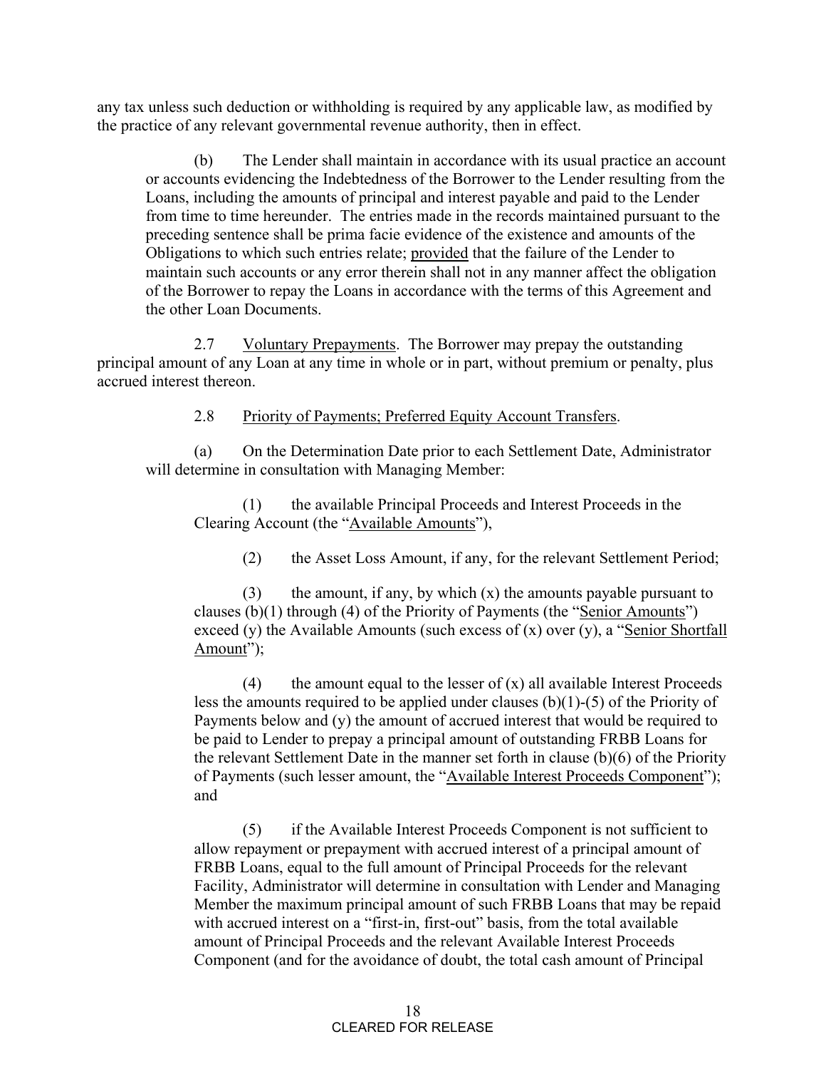any tax unless such deduction or withholding is required by any applicable law, as modified by the practice of any relevant governmental revenue authority, then in effect.

(b) The Lender shall maintain in accordance with its usual practice an account or accounts evidencing the Indebtedness of the Borrower to the Lender resulting from the Loans, including the amounts of principal and interest payable and paid to the Lender from time to time hereunder. The entries made in the records maintained pursuant to the preceding sentence shall be prima facie evidence of the existence and amounts of the Obligations to which such entries relate; provided that the failure of the Lender to maintain such accounts or any error therein shall not in any manner affect the obligation of the Borrower to repay the Loans in accordance with the terms of this Agreement and the other Loan Documents.

2.7 Voluntary Prepayments. The Borrower may prepay the outstanding principal amount of any Loan at any time in whole or in part, without premium or penalty, plus accrued interest thereon.

2.8 Priority of Payments; Preferred Equity Account Transfers.

(a) On the Determination Date prior to each Settlement Date, Administrator will determine in consultation with Managing Member:

(1) the available Principal Proceeds and Interest Proceeds in the Clearing Account (the "Available Amounts"),

(2) the Asset Loss Amount, if any, for the relevant Settlement Period;

(3) the amount, if any, by which (x) the amounts payable pursuant to clauses (b)(1) through (4) of the Priority of Payments (the "Senior Amounts") exceed (y) the Available Amounts (such excess of (x) over (y), a "Senior Shortfall Amount");

(4) the amount equal to the lesser of (x) all available Interest Proceeds less the amounts required to be applied under clauses (b)(1)-(5) of the Priority of Payments below and (y) the amount of accrued interest that would be required to be paid to Lender to prepay a principal amount of outstanding FRBB Loans for the relevant Settlement Date in the manner set forth in clause (b)(6) of the Priority of Payments (such lesser amount, the "Available Interest Proceeds Component"); and

(5) if the Available Interest Proceeds Component is not sufficient to allow repayment or prepayment with accrued interest of a principal amount of FRBB Loans, equal to the full amount of Principal Proceeds for the relevant Facility, Administrator will determine in consultation with Lender and Managing Member the maximum principal amount of such FRBB Loans that may be repaid with accrued interest on a "first-in, first-out" basis, from the total available amount of Principal Proceeds and the relevant Available Interest Proceeds Component (and for the avoidance of doubt, the total cash amount of Principal

CLEARED FOR RELEASE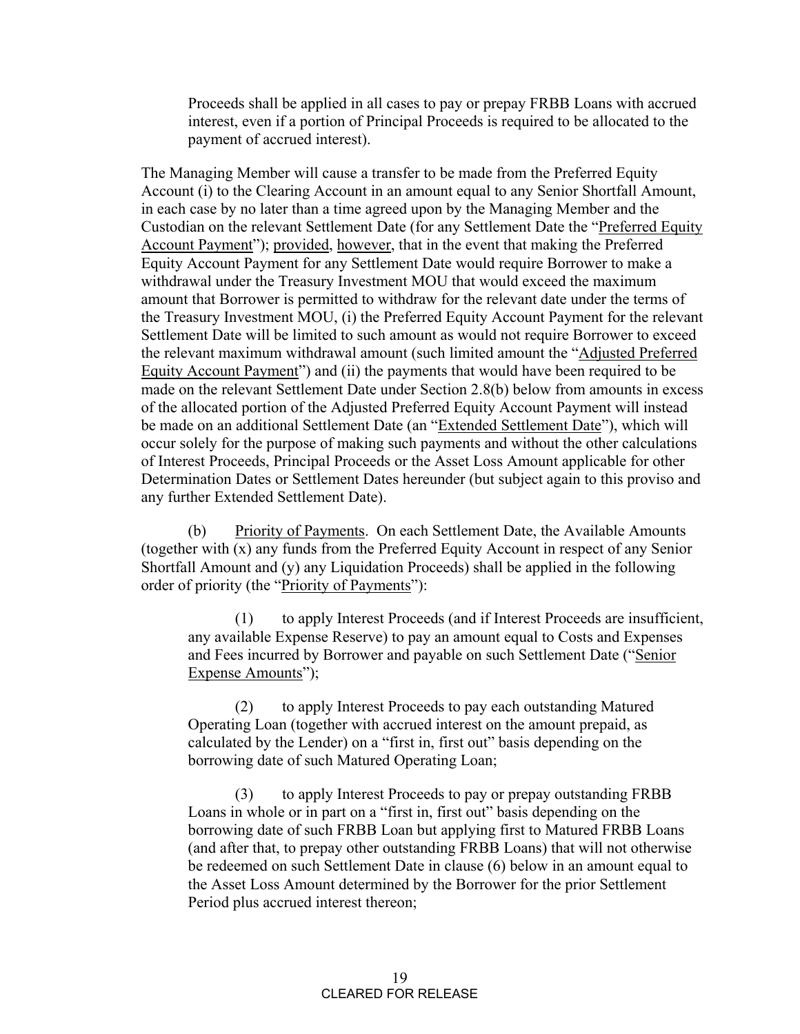Proceeds shall be applied in all cases to pay or prepay FRBB Loans with accrued interest, even if a portion of Principal Proceeds is required to be allocated to the payment of accrued interest).

The Managing Member will cause a transfer to be made from the Preferred Equity Account (i) to the Clearing Account in an amount equal to any Senior Shortfall Amount, in each case by no later than a time agreed upon by the Managing Member and the Custodian on the relevant Settlement Date (for any Settlement Date the "Preferred Equity Account Payment"); provided, however, that in the event that making the Preferred Equity Account Payment for any Settlement Date would require Borrower to make a withdrawal under the Treasury Investment MOU that would exceed the maximum amount that Borrower is permitted to withdraw for the relevant date under the terms of the Treasury Investment MOU, (i) the Preferred Equity Account Payment for the relevant Settlement Date will be limited to such amount as would not require Borrower to exceed the relevant maximum withdrawal amount (such limited amount the "Adjusted Preferred Equity Account Payment") and (ii) the payments that would have been required to be made on the relevant Settlement Date under Section 2.8(b) below from amounts in excess of the allocated portion of the Adjusted Preferred Equity Account Payment will instead be made on an additional Settlement Date (an "Extended Settlement Date"), which will occur solely for the purpose of making such payments and without the other calculations of Interest Proceeds, Principal Proceeds or the Asset Loss Amount applicable for other Determination Dates or Settlement Dates hereunder (but subject again to this proviso and any further Extended Settlement Date).

(b) Priority of Payments. On each Settlement Date, the Available Amounts (together with (x) any funds from the Preferred Equity Account in respect of any Senior Shortfall Amount and (y) any Liquidation Proceeds) shall be applied in the following order of priority (the "Priority of Payments"):

(1) to apply Interest Proceeds (and if Interest Proceeds are insufficient, any available Expense Reserve) to pay an amount equal to Costs and Expenses and Fees incurred by Borrower and payable on such Settlement Date ("Senior Expense Amounts");

(2) to apply Interest Proceeds to pay each outstanding Matured Operating Loan (together with accrued interest on the amount prepaid, as calculated by the Lender) on a "first in, first out" basis depending on the borrowing date of such Matured Operating Loan;

(3) to apply Interest Proceeds to pay or prepay outstanding FRBB Loans in whole or in part on a "first in, first out" basis depending on the borrowing date of such FRBB Loan but applying first to Matured FRBB Loans (and after that, to prepay other outstanding FRBB Loans) that will not otherwise be redeemed on such Settlement Date in clause (6) below in an amount equal to the Asset Loss Amount determined by the Borrower for the prior Settlement Period plus accrued interest thereon;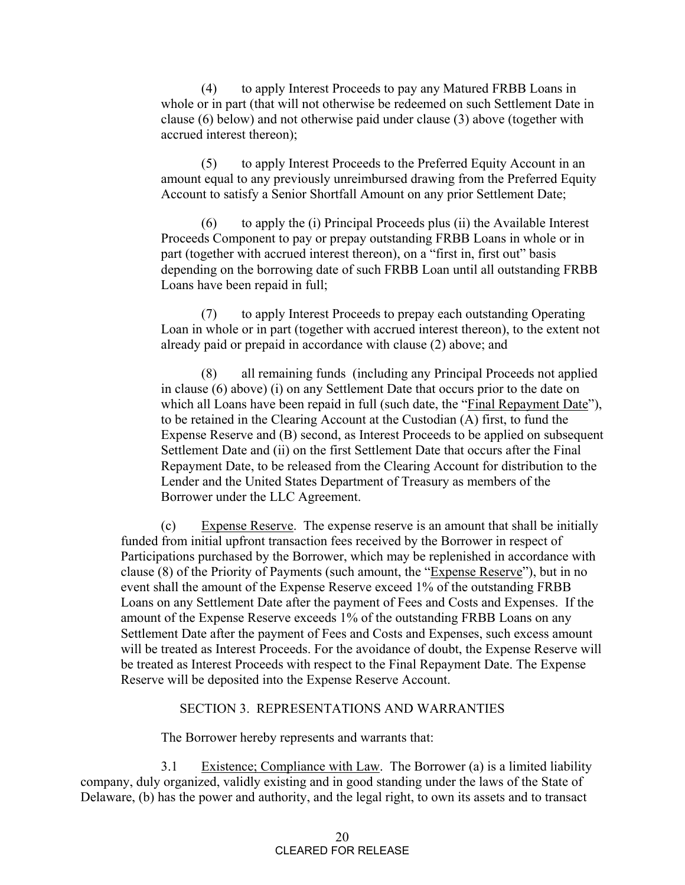(4) to apply Interest Proceeds to pay any Matured FRBB Loans in whole or in part (that will not otherwise be redeemed on such Settlement Date in clause (6) below) and not otherwise paid under clause (3) above (together with accrued interest thereon);

(5) to apply Interest Proceeds to the Preferred Equity Account in an amount equal to any previously unreimbursed drawing from the Preferred Equity Account to satisfy a Senior Shortfall Amount on any prior Settlement Date;

(6) to apply the (i) Principal Proceeds plus (ii) the Available Interest Proceeds Component to pay or prepay outstanding FRBB Loans in whole or in part (together with accrued interest thereon), on a "first in, first out" basis depending on the borrowing date of such FRBB Loan until all outstanding FRBB Loans have been repaid in full;

(7) to apply Interest Proceeds to prepay each outstanding Operating Loan in whole or in part (together with accrued interest thereon), to the extent not already paid or prepaid in accordance with clause (2) above; and

(8) all remaining funds (including any Principal Proceeds not applied in clause (6) above) (i) on any Settlement Date that occurs prior to the date on which all Loans have been repaid in full (such date, the "Final Repayment Date"), to be retained in the Clearing Account at the Custodian (A) first, to fund the Expense Reserve and (B) second, as Interest Proceeds to be applied on subsequent Settlement Date and (ii) on the first Settlement Date that occurs after the Final Repayment Date, to be released from the Clearing Account for distribution to the Lender and the United States Department of Treasury as members of the Borrower under the LLC Agreement.

(c) Expense Reserve. The expense reserve is an amount that shall be initially funded from initial upfront transaction fees received by the Borrower in respect of Participations purchased by the Borrower, which may be replenished in accordance with clause (8) of the Priority of Payments (such amount, the "Expense Reserve"), but in no event shall the amount of the Expense Reserve exceed 1% of the outstanding FRBB Loans on any Settlement Date after the payment of Fees and Costs and Expenses. If the amount of the Expense Reserve exceeds 1% of the outstanding FRBB Loans on any Settlement Date after the payment of Fees and Costs and Expenses, such excess amount will be treated as Interest Proceeds. For the avoidance of doubt, the Expense Reserve will be treated as Interest Proceeds with respect to the Final Repayment Date. The Expense Reserve will be deposited into the Expense Reserve Account.

## SECTION 3. REPRESENTATIONS AND WARRANTIES

The Borrower hereby represents and warrants that:

3.1 Existence; Compliance with Law. The Borrower (a) is a limited liability company, duly organized, validly existing and in good standing under the laws of the State of Delaware, (b) has the power and authority, and the legal right, to own its assets and to transact

CLEARED FOR RELEASE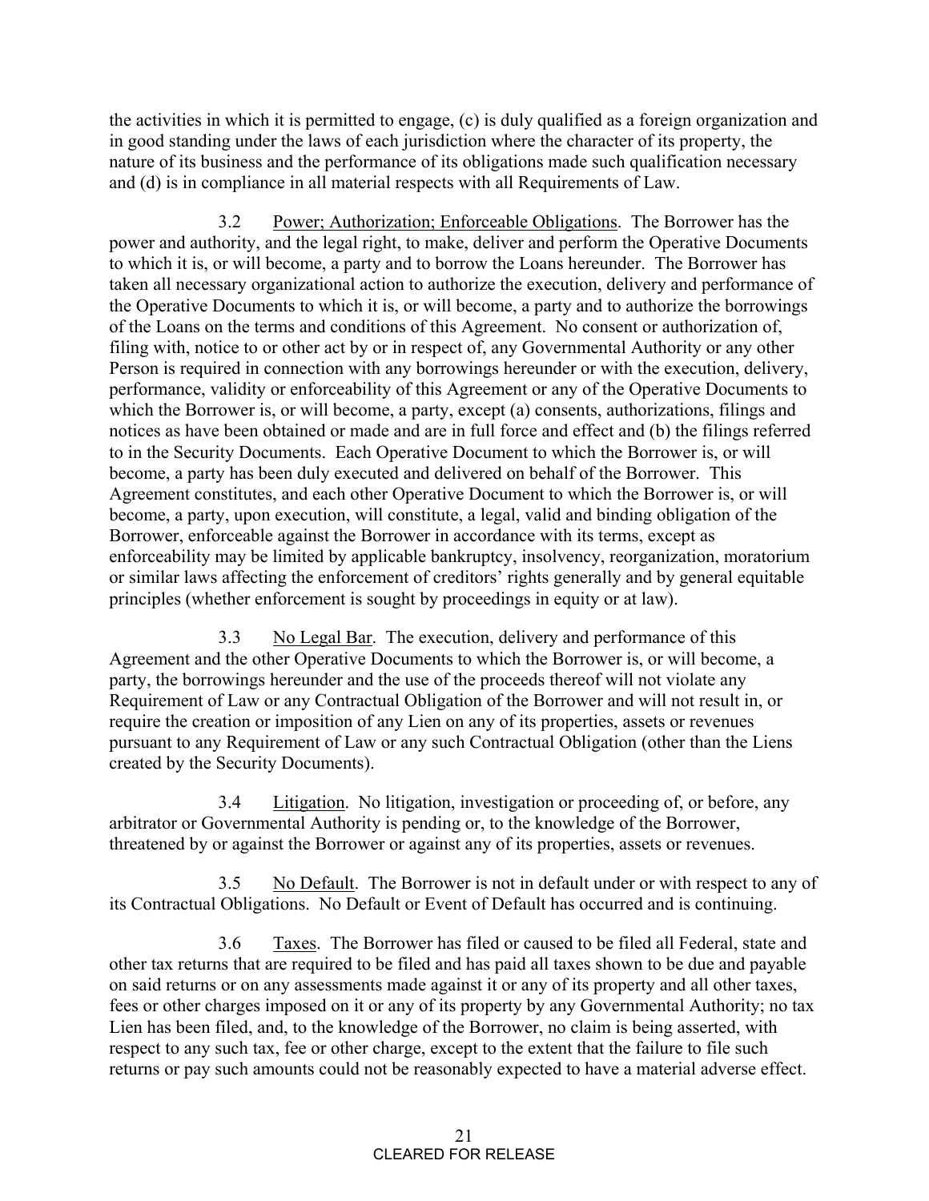the activities in which it is permitted to engage, (c) is duly qualified as a foreign organization and in good standing under the laws of each jurisdiction where the character of its property, the nature of its business and the performance of its obligations made such qualification necessary and (d) is in compliance in all material respects with all Requirements of Law.

3.2 Power; Authorization; Enforceable Obligations. The Borrower has the power and authority, and the legal right, to make, deliver and perform the Operative Documents to which it is, or will become, a party and to borrow the Loans hereunder. The Borrower has taken all necessary organizational action to authorize the execution, delivery and performance of the Operative Documents to which it is, or will become, a party and to authorize the borrowings of the Loans on the terms and conditions of this Agreement. No consent or authorization of, filing with, notice to or other act by or in respect of, any Governmental Authority or any other Person is required in connection with any borrowings hereunder or with the execution, delivery, performance, validity or enforceability of this Agreement or any of the Operative Documents to which the Borrower is, or will become, a party, except (a) consents, authorizations, filings and notices as have been obtained or made and are in full force and effect and (b) the filings referred to in the Security Documents. Each Operative Document to which the Borrower is, or will become, a party has been duly executed and delivered on behalf of the Borrower. This Agreement constitutes, and each other Operative Document to which the Borrower is, or will become, a party, upon execution, will constitute, a legal, valid and binding obligation of the Borrower, enforceable against the Borrower in accordance with its terms, except as enforceability may be limited by applicable bankruptcy, insolvency, reorganization, moratorium or similar laws affecting the enforcement of creditors' rights generally and by general equitable principles (whether enforcement is sought by proceedings in equity or at law).

3.3 No Legal Bar. The execution, delivery and performance of this Agreement and the other Operative Documents to which the Borrower is, or will become, a party, the borrowings hereunder and the use of the proceeds thereof will not violate any Requirement of Law or any Contractual Obligation of the Borrower and will not result in, or require the creation or imposition of any Lien on any of its properties, assets or revenues pursuant to any Requirement of Law or any such Contractual Obligation (other than the Liens created by the Security Documents).

3.4 Litigation. No litigation, investigation or proceeding of, or before, any arbitrator or Governmental Authority is pending or, to the knowledge of the Borrower, threatened by or against the Borrower or against any of its properties, assets or revenues.

3.5 No Default. The Borrower is not in default under or with respect to any of its Contractual Obligations. No Default or Event of Default has occurred and is continuing.

3.6 Taxes. The Borrower has filed or caused to be filed all Federal, state and other tax returns that are required to be filed and has paid all taxes shown to be due and payable on said returns or on any assessments made against it or any of its property and all other taxes, fees or other charges imposed on it or any of its property by any Governmental Authority; no tax Lien has been filed, and, to the knowledge of the Borrower, no claim is being asserted, with respect to any such tax, fee or other charge, except to the extent that the failure to file such returns or pay such amounts could not be reasonably expected to have a material adverse effect.

CLEARED FOR RELEASE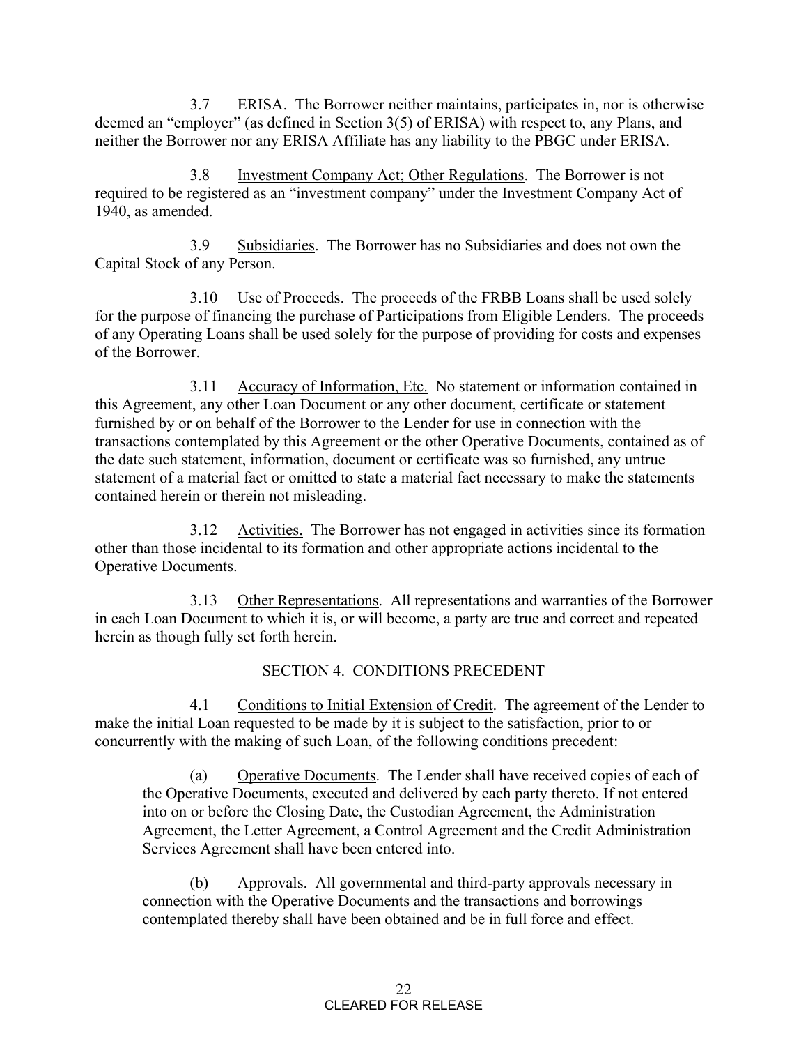3.7 ERISA. The Borrower neither maintains, participates in, nor is otherwise deemed an "employer" (as defined in Section 3(5) of ERISA) with respect to, any Plans, and neither the Borrower nor any ERISA Affiliate has any liability to the PBGC under ERISA.

3.8 Investment Company Act; Other Regulations. The Borrower is not required to be registered as an "investment company" under the Investment Company Act of 1940, as amended.

3.9 Subsidiaries. The Borrower has no Subsidiaries and does not own the Capital Stock of any Person.

3.10 Use of Proceeds. The proceeds of the FRBB Loans shall be used solely for the purpose of financing the purchase of Participations from Eligible Lenders. The proceeds of any Operating Loans shall be used solely for the purpose of providing for costs and expenses of the Borrower.

3.11 Accuracy of Information, Etc. No statement or information contained in this Agreement, any other Loan Document or any other document, certificate or statement furnished by or on behalf of the Borrower to the Lender for use in connection with the transactions contemplated by this Agreement or the other Operative Documents, contained as of the date such statement, information, document or certificate was so furnished, any untrue statement of a material fact or omitted to state a material fact necessary to make the statements contained herein or therein not misleading.

3.12 Activities. The Borrower has not engaged in activities since its formation other than those incidental to its formation and other appropriate actions incidental to the Operative Documents.

3.13 Other Representations. All representations and warranties of the Borrower in each Loan Document to which it is, or will become, a party are true and correct and repeated herein as though fully set forth herein.

## SECTION 4. CONDITIONS PRECEDENT

4.1 Conditions to Initial Extension of Credit. The agreement of the Lender to make the initial Loan requested to be made by it is subject to the satisfaction, prior to or concurrently with the making of such Loan, of the following conditions precedent:

(a) Operative Documents. The Lender shall have received copies of each of the Operative Documents, executed and delivered by each party thereto. If not entered into on or before the Closing Date, the Custodian Agreement, the Administration Agreement, the Letter Agreement, a Control Agreement and the Credit Administration Services Agreement shall have been entered into.

(b) Approvals. All governmental and third-party approvals necessary in connection with the Operative Documents and the transactions and borrowings contemplated thereby shall have been obtained and be in full force and effect.

CLEARED FOR RELEASE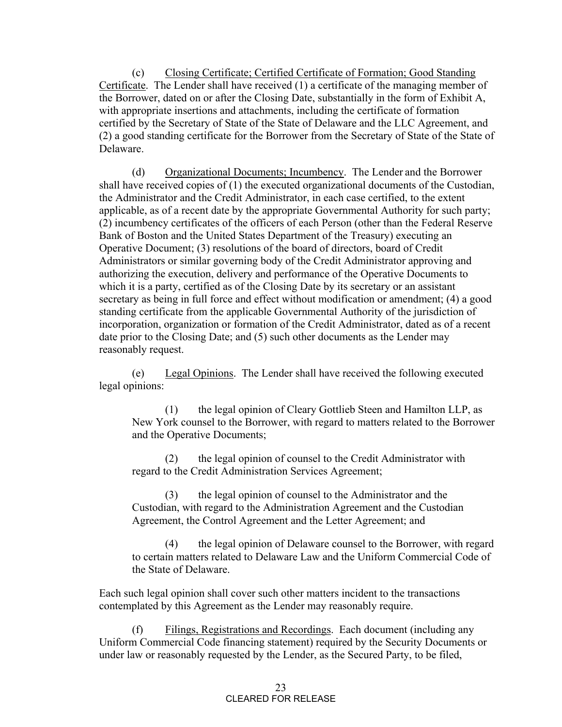(c) Closing Certificate; Certified Certificate of Formation; Good Standing Certificate. The Lender shall have received (1) a certificate of the managing member of the Borrower, dated on or after the Closing Date, substantially in the form of Exhibit A, with appropriate insertions and attachments, including the certificate of formation certified by the Secretary of State of the State of Delaware and the LLC Agreement, and (2) a good standing certificate for the Borrower from the Secretary of State of the State of Delaware.

(d) Organizational Documents; Incumbency. The Lender and the Borrower shall have received copies of (1) the executed organizational documents of the Custodian, the Administrator and the Credit Administrator, in each case certified, to the extent applicable, as of a recent date by the appropriate Governmental Authority for such party; (2) incumbency certificates of the officers of each Person (other than the Federal Reserve Bank of Boston and the United States Department of the Treasury) executing an Operative Document; (3) resolutions of the board of directors, board of Credit Administrators or similar governing body of the Credit Administrator approving and authorizing the execution, delivery and performance of the Operative Documents to which it is a party, certified as of the Closing Date by its secretary or an assistant secretary as being in full force and effect without modification or amendment; (4) a good standing certificate from the applicable Governmental Authority of the jurisdiction of incorporation, organization or formation of the Credit Administrator, dated as of a recent date prior to the Closing Date; and (5) such other documents as the Lender may reasonably request.

(e) Legal Opinions. The Lender shall have received the following executed legal opinions:

> (1) the legal opinion of Cleary Gottlieb Steen and Hamilton LLP, as New York counsel to the Borrower, with regard to matters related to the Borrower and the Operative Documents;
>
> (2) the legal opinion of counsel to the Credit Administrator with regard to the Credit Administration Services Agreement;
>
> (3) the legal opinion of counsel to the Administrator and the Custodian, with regard to the Administration Agreement and the Custodian Agreement, the Control Agreement and the Letter Agreement; and
>
> (4) the legal opinion of Delaware counsel to the Borrower, with regard to certain matters related to Delaware Law and the Uniform Commercial Code of the State of Delaware.

Each such legal opinion shall cover such other matters incident to the transactions contemplated by this Agreement as the Lender may reasonably require.

(f) Filings, Registrations and Recordings. Each document (including any Uniform Commercial Code financing statement) required by the Security Documents or under law or reasonably requested by the Lender, as the Secured Party, to be filed,

CLEARED FOR RELEASE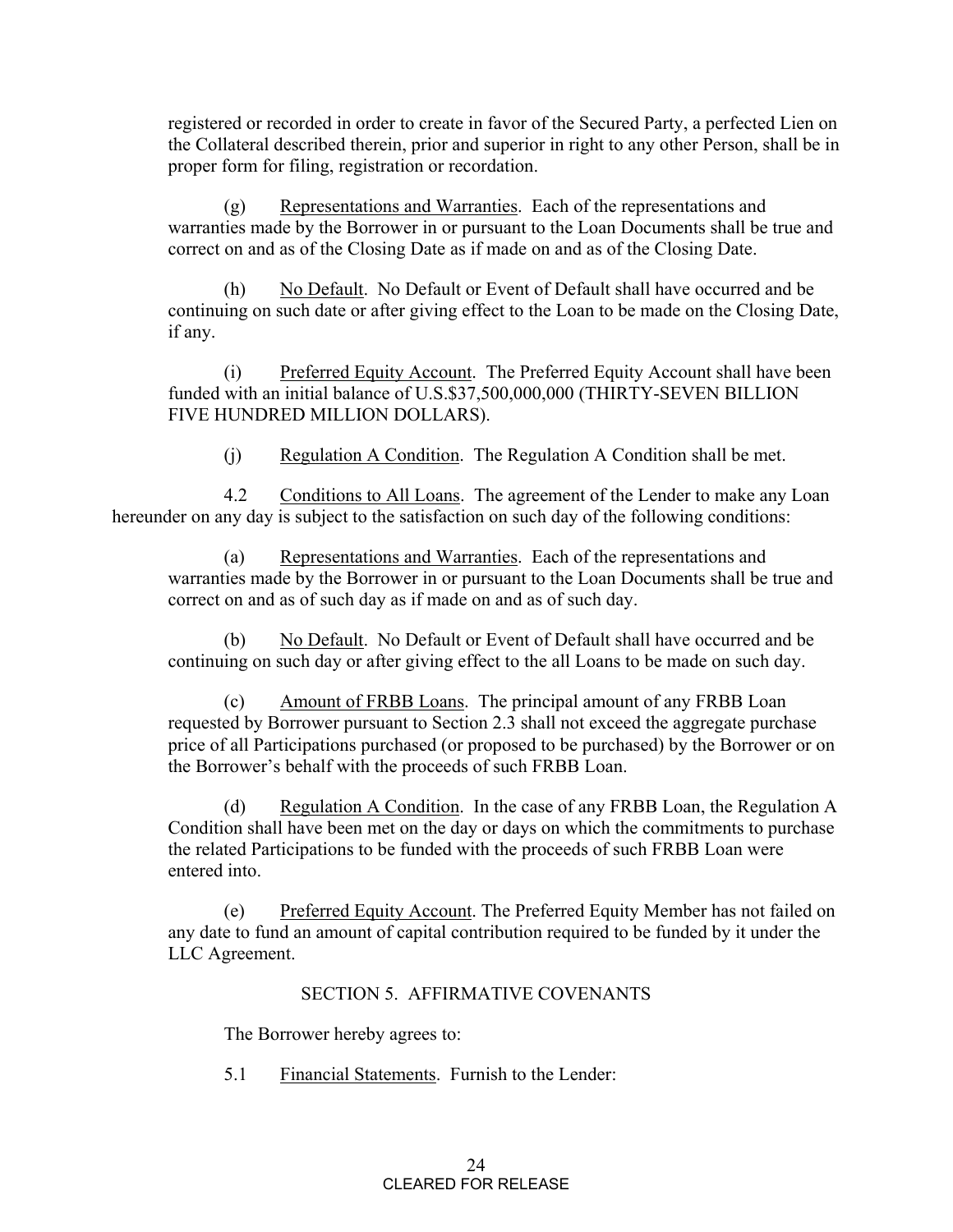registered or recorded in order to create in favor of the Secured Party, a perfected Lien on the Collateral described therein, prior and superior in right to any other Person, shall be in proper form for filing, registration or recordation.

(g) Representations and Warranties. Each of the representations and warranties made by the Borrower in or pursuant to the Loan Documents shall be true and correct on and as of the Closing Date as if made on and as of the Closing Date.

(h) No Default. No Default or Event of Default shall have occurred and be continuing on such date or after giving effect to the Loan to be made on the Closing Date, if any.

(i) Preferred Equity Account. The Preferred Equity Account shall have been funded with an initial balance of U.S.$37,500,000,000 (THIRTY-SEVEN BILLION FIVE HUNDRED MILLION DOLLARS).

(j) Regulation A Condition. The Regulation A Condition shall be met.

4.2 Conditions to All Loans. The agreement of the Lender to make any Loan hereunder on any day is subject to the satisfaction on such day of the following conditions:

(a) Representations and Warranties. Each of the representations and warranties made by the Borrower in or pursuant to the Loan Documents shall be true and correct on and as of such day as if made on and as of such day.

(b) No Default. No Default or Event of Default shall have occurred and be continuing on such day or after giving effect to the all Loans to be made on such day.

(c) Amount of FRBB Loans. The principal amount of any FRBB Loan requested by Borrower pursuant to Section 2.3 shall not exceed the aggregate purchase price of all Participations purchased (or proposed to be purchased) by the Borrower or on the Borrower's behalf with the proceeds of such FRBB Loan.

(d) Regulation A Condition. In the case of any FRBB Loan, the Regulation A Condition shall have been met on the day or days on which the commitments to purchase the related Participations to be funded with the proceeds of such FRBB Loan were entered into.

(e) Preferred Equity Account. The Preferred Equity Member has not failed on any date to fund an amount of capital contribution required to be funded by it under the LLC Agreement.

## SECTION 5. AFFIRMATIVE COVENANTS

The Borrower hereby agrees to:

5.1 Financial Statements. Furnish to the Lender: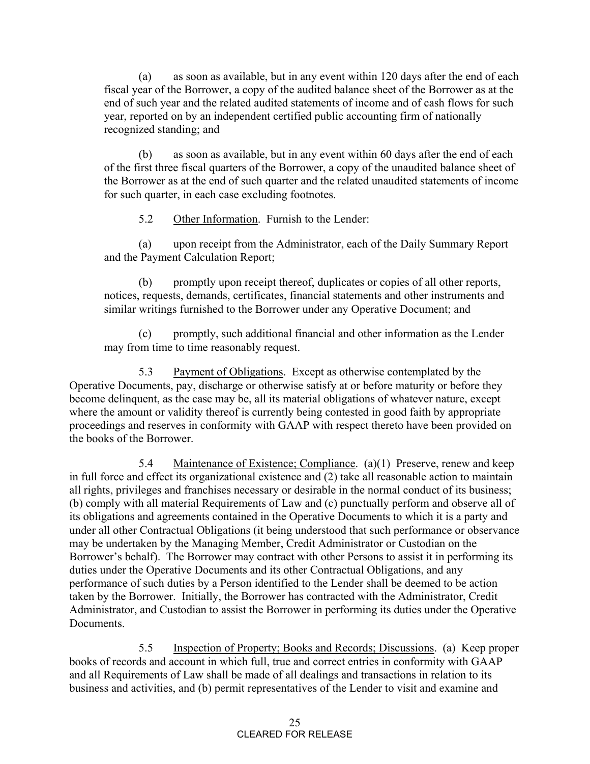(a) as soon as available, but in any event within 120 days after the end of each fiscal year of the Borrower, a copy of the audited balance sheet of the Borrower as at the end of such year and the related audited statements of income and of cash flows for such year, reported on by an independent certified public accounting firm of nationally recognized standing; and

(b) as soon as available, but in any event within 60 days after the end of each of the first three fiscal quarters of the Borrower, a copy of the unaudited balance sheet of the Borrower as at the end of such quarter and the related unaudited statements of income for such quarter, in each case excluding footnotes.

5.2 Other Information. Furnish to the Lender:

(a) upon receipt from the Administrator, each of the Daily Summary Report and the Payment Calculation Report;

(b) promptly upon receipt thereof, duplicates or copies of all other reports, notices, requests, demands, certificates, financial statements and other instruments and similar writings furnished to the Borrower under any Operative Document; and

(c) promptly, such additional financial and other information as the Lender may from time to time reasonably request.

5.3 Payment of Obligations. Except as otherwise contemplated by the Operative Documents, pay, discharge or otherwise satisfy at or before maturity or before they become delinquent, as the case may be, all its material obligations of whatever nature, except where the amount or validity thereof is currently being contested in good faith by appropriate proceedings and reserves in conformity with GAAP with respect thereto have been provided on the books of the Borrower.

5.4 Maintenance of Existence; Compliance. (a)(1) Preserve, renew and keep in full force and effect its organizational existence and (2) take all reasonable action to maintain all rights, privileges and franchises necessary or desirable in the normal conduct of its business; (b) comply with all material Requirements of Law and (c) punctually perform and observe all of its obligations and agreements contained in the Operative Documents to which it is a party and under all other Contractual Obligations (it being understood that such performance or observance may be undertaken by the Managing Member, Credit Administrator or Custodian on the Borrower's behalf). The Borrower may contract with other Persons to assist it in performing its duties under the Operative Documents and its other Contractual Obligations, and any performance of such duties by a Person identified to the Lender shall be deemed to be action taken by the Borrower. Initially, the Borrower has contracted with the Administrator, Credit Administrator, and Custodian to assist the Borrower in performing its duties under the Operative Documents.

5.5 Inspection of Property; Books and Records; Discussions. (a) Keep proper books of records and account in which full, true and correct entries in conformity with GAAP and all Requirements of Law shall be made of all dealings and transactions in relation to its business and activities, and (b) permit representatives of the Lender to visit and examine and

CLEARED FOR RELEASE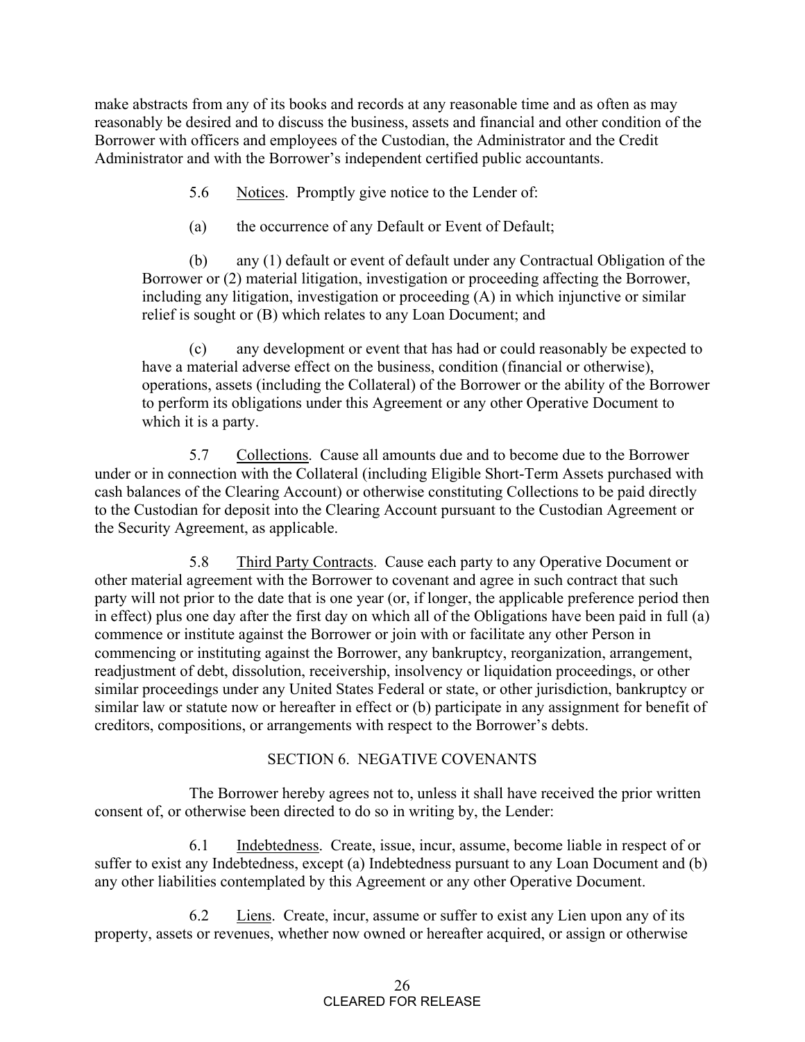make abstracts from any of its books and records at any reasonable time and as often as may reasonably be desired and to discuss the business, assets and financial and other condition of the Borrower with officers and employees of the Custodian, the Administrator and the Credit Administrator and with the Borrower's independent certified public accountants.

5.6 Notices. Promptly give notice to the Lender of:

(a) the occurrence of any Default or Event of Default;

(b) any (1) default or event of default under any Contractual Obligation of the Borrower or (2) material litigation, investigation or proceeding affecting the Borrower, including any litigation, investigation or proceeding (A) in which injunctive or similar relief is sought or (B) which relates to any Loan Document; and

(c) any development or event that has had or could reasonably be expected to have a material adverse effect on the business, condition (financial or otherwise), operations, assets (including the Collateral) of the Borrower or the ability of the Borrower to perform its obligations under this Agreement or any other Operative Document to which it is a party.

5.7 Collections. Cause all amounts due and to become due to the Borrower under or in connection with the Collateral (including Eligible Short-Term Assets purchased with cash balances of the Clearing Account) or otherwise constituting Collections to be paid directly to the Custodian for deposit into the Clearing Account pursuant to the Custodian Agreement or the Security Agreement, as applicable.

5.8 Third Party Contracts. Cause each party to any Operative Document or other material agreement with the Borrower to covenant and agree in such contract that such party will not prior to the date that is one year (or, if longer, the applicable preference period then in effect) plus one day after the first day on which all of the Obligations have been paid in full (a) commence or institute against the Borrower or join with or facilitate any other Person in commencing or instituting against the Borrower, any bankruptcy, reorganization, arrangement, readjustment of debt, dissolution, receivership, insolvency or liquidation proceedings, or other similar proceedings under any United States Federal or state, or other jurisdiction, bankruptcy or similar law or statute now or hereafter in effect or (b) participate in any assignment for benefit of creditors, compositions, or arrangements with respect to the Borrower's debts.

## SECTION 6. NEGATIVE COVENANTS

The Borrower hereby agrees not to, unless it shall have received the prior written consent of, or otherwise been directed to do so in writing by, the Lender:

6.1 Indebtedness. Create, issue, incur, assume, become liable in respect of or suffer to exist any Indebtedness, except (a) Indebtedness pursuant to any Loan Document and (b) any other liabilities contemplated by this Agreement or any other Operative Document.

6.2 Liens. Create, incur, assume or suffer to exist any Lien upon any of its property, assets or revenues, whether now owned or hereafter acquired, or assign or otherwise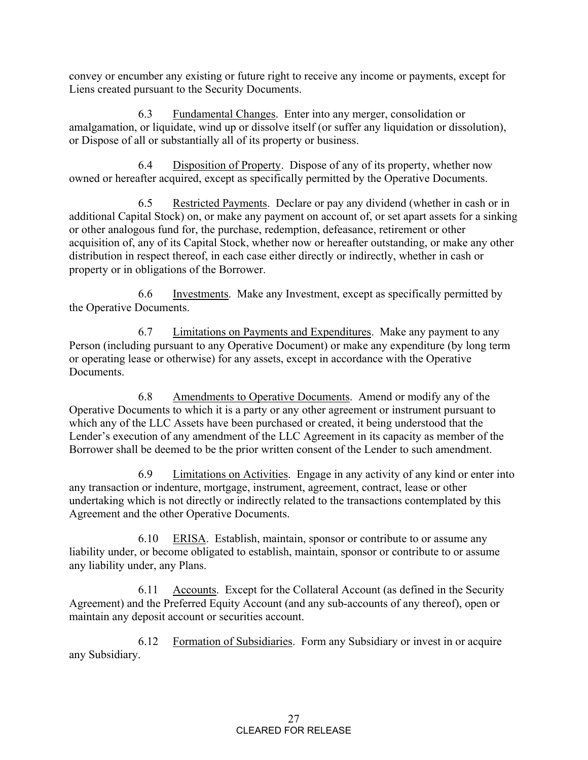convey or encumber any existing or future right to receive any income or payments, except for Liens created pursuant to the Security Documents.

6.3 Fundamental Changes. Enter into any merger, consolidation or amalgamation, or liquidate, wind up or dissolve itself (or suffer any liquidation or dissolution), or Dispose of all or substantially all of its property or business.

6.4 Disposition of Property. Dispose of any of its property, whether now owned or hereafter acquired, except as specifically permitted by the Operative Documents.

6.5 Restricted Payments. Declare or pay any dividend (whether in cash or in additional Capital Stock) on, or make any payment on account of, or set apart assets for a sinking or other analogous fund for, the purchase, redemption, defeasance, retirement or other acquisition of, any of its Capital Stock, whether now or hereafter outstanding, or make any other distribution in respect thereof, in each case either directly or indirectly, whether in cash or property or in obligations of the Borrower.

6.6 Investments. Make any Investment, except as specifically permitted by the Operative Documents.

6.7 Limitations on Payments and Expenditures. Make any payment to any Person (including pursuant to any Operative Document) or make any expenditure (by long term or operating lease or otherwise) for any assets, except in accordance with the Operative Documents.

6.8 Amendments to Operative Documents. Amend or modify any of the Operative Documents to which it is a party or any other agreement or instrument pursuant to which any of the LLC Assets have been purchased or created, it being understood that the Lender's execution of any amendment of the LLC Agreement in its capacity as member of the Borrower shall be deemed to be the prior written consent of the Lender to such amendment.

6.9 Limitations on Activities. Engage in any activity of any kind or enter into any transaction or indenture, mortgage, instrument, agreement, contract, lease or other undertaking which is not directly or indirectly related to the transactions contemplated by this Agreement and the other Operative Documents.

6.10 ERISA. Establish, maintain, sponsor or contribute to or assume any liability under, or become obligated to establish, maintain, sponsor or contribute to or assume any liability under, any Plans.

6.11 Accounts. Except for the Collateral Account (as defined in the Security Agreement) and the Preferred Equity Account (and any sub-accounts of any thereof), open or maintain any deposit account or securities account.

6.12 Formation of Subsidiaries. Form any Subsidiary or invest in or acquire any Subsidiary.

CLEARED FOR RELEASE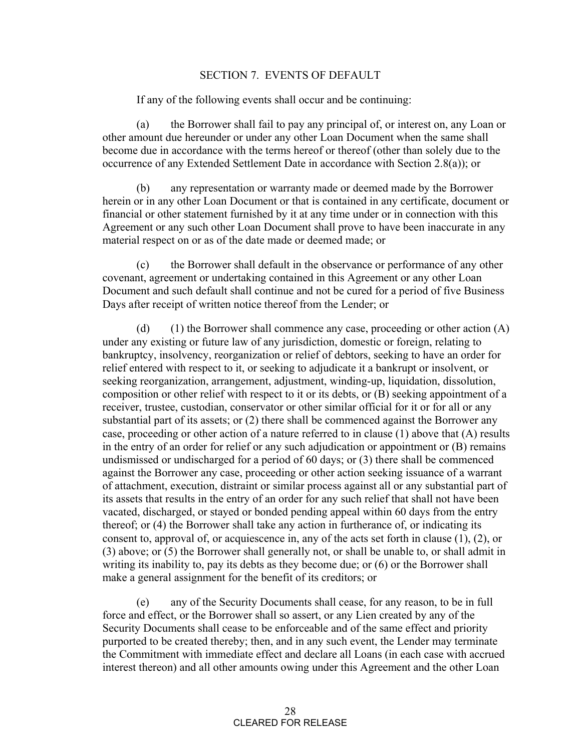## SECTION 7. EVENTS OF DEFAULT

If any of the following events shall occur and be continuing:

(a) the Borrower shall fail to pay any principal of, or interest on, any Loan or other amount due hereunder or under any other Loan Document when the same shall become due in accordance with the terms hereof or thereof (other than solely due to the occurrence of any Extended Settlement Date in accordance with Section 2.8(a)); or

(b) any representation or warranty made or deemed made by the Borrower herein or in any other Loan Document or that is contained in any certificate, document or financial or other statement furnished by it at any time under or in connection with this Agreement or any such other Loan Document shall prove to have been inaccurate in any material respect on or as of the date made or deemed made; or

(c) the Borrower shall default in the observance or performance of any other covenant, agreement or undertaking contained in this Agreement or any other Loan Document and such default shall continue and not be cured for a period of five Business Days after receipt of written notice thereof from the Lender; or

(d) (1) the Borrower shall commence any case, proceeding or other action (A) under any existing or future law of any jurisdiction, domestic or foreign, relating to bankruptcy, insolvency, reorganization or relief of debtors, seeking to have an order for relief entered with respect to it, or seeking to adjudicate it a bankrupt or insolvent, or seeking reorganization, arrangement, adjustment, winding-up, liquidation, dissolution, composition or other relief with respect to it or its debts, or (B) seeking appointment of a receiver, trustee, custodian, conservator or other similar official for it or for all or any substantial part of its assets; or (2) there shall be commenced against the Borrower any case, proceeding or other action of a nature referred to in clause (1) above that (A) results in the entry of an order for relief or any such adjudication or appointment or (B) remains undismissed or undischarged for a period of 60 days; or (3) there shall be commenced against the Borrower any case, proceeding or other action seeking issuance of a warrant of attachment, execution, distraint or similar process against all or any substantial part of its assets that results in the entry of an order for any such relief that shall not have been vacated, discharged, or stayed or bonded pending appeal within 60 days from the entry thereof; or (4) the Borrower shall take any action in furtherance of, or indicating its consent to, approval of, or acquiescence in, any of the acts set forth in clause (1), (2), or (3) above; or (5) the Borrower shall generally not, or shall be unable to, or shall admit in writing its inability to, pay its debts as they become due; or (6) or the Borrower shall make a general assignment for the benefit of its creditors; or

(e) any of the Security Documents shall cease, for any reason, to be in full force and effect, or the Borrower shall so assert, or any Lien created by any of the Security Documents shall cease to be enforceable and of the same effect and priority purported to be created thereby; then, and in any such event, the Lender may terminate the Commitment with immediate effect and declare all Loans (in each case with accrued interest thereon) and all other amounts owing under this Agreement and the other Loan

CLEARED FOR RELEASE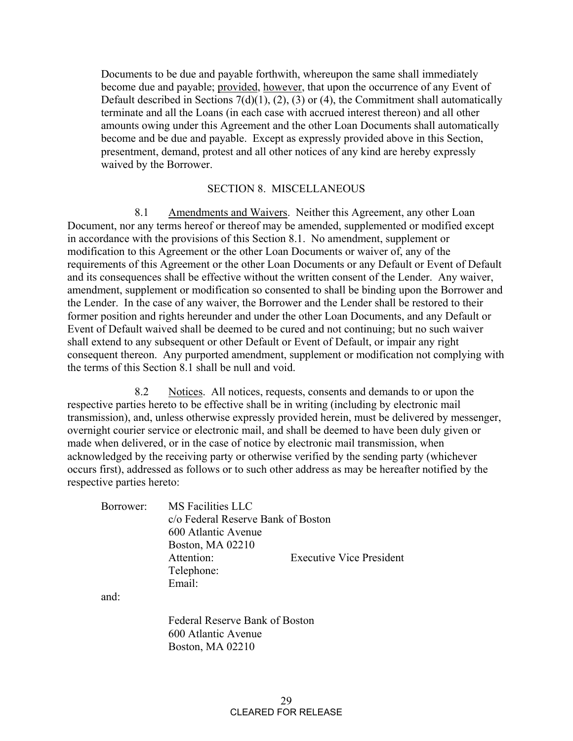Documents to be due and payable forthwith, whereupon the same shall immediately become due and payable; provided, however, that upon the occurrence of any Event of Default described in Sections 7(d)(1), (2), (3) or (4), the Commitment shall automatically terminate and all the Loans (in each case with accrued interest thereon) and all other amounts owing under this Agreement and the other Loan Documents shall automatically become and be due and payable. Except as expressly provided above in this Section, presentment, demand, protest and all other notices of any kind are hereby expressly waived by the Borrower.

## SECTION 8. MISCELLANEOUS

8.1 Amendments and Waivers. Neither this Agreement, any other Loan Document, nor any terms hereof or thereof may be amended, supplemented or modified except in accordance with the provisions of this Section 8.1. No amendment, supplement or modification to this Agreement or the other Loan Documents or waiver of, any of the requirements of this Agreement or the other Loan Documents or any Default or Event of Default and its consequences shall be effective without the written consent of the Lender. Any waiver, amendment, supplement or modification so consented to shall be binding upon the Borrower and the Lender. In the case of any waiver, the Borrower and the Lender shall be restored to their former position and rights hereunder and under the other Loan Documents, and any Default or Event of Default waived shall be deemed to be cured and not continuing; but no such waiver shall extend to any subsequent or other Default or Event of Default, or impair any right consequent thereon. Any purported amendment, supplement or modification not complying with the terms of this Section 8.1 shall be null and void.

8.2 Notices. All notices, requests, consents and demands to or upon the respective parties hereto to be effective shall be in writing (including by electronic mail transmission), and, unless otherwise expressly provided herein, must be delivered by messenger, overnight courier service or electronic mail, and shall be deemed to have been duly given or made when delivered, or in the case of notice by electronic mail transmission, when acknowledged by the receiving party or otherwise verified by the sending party (whichever occurs first), addressed as follows or to such other address as may be hereafter notified by the respective parties hereto:

Borrower: MS Facilities LLC
c/o Federal Reserve Bank of Boston
600 Atlantic Avenue
Boston, MA 02210
Attention: Executive Vice President
Telephone:
Email:

and:

Federal Reserve Bank of Boston
600 Atlantic Avenue
Boston, MA 02210

CLEARED FOR RELEASE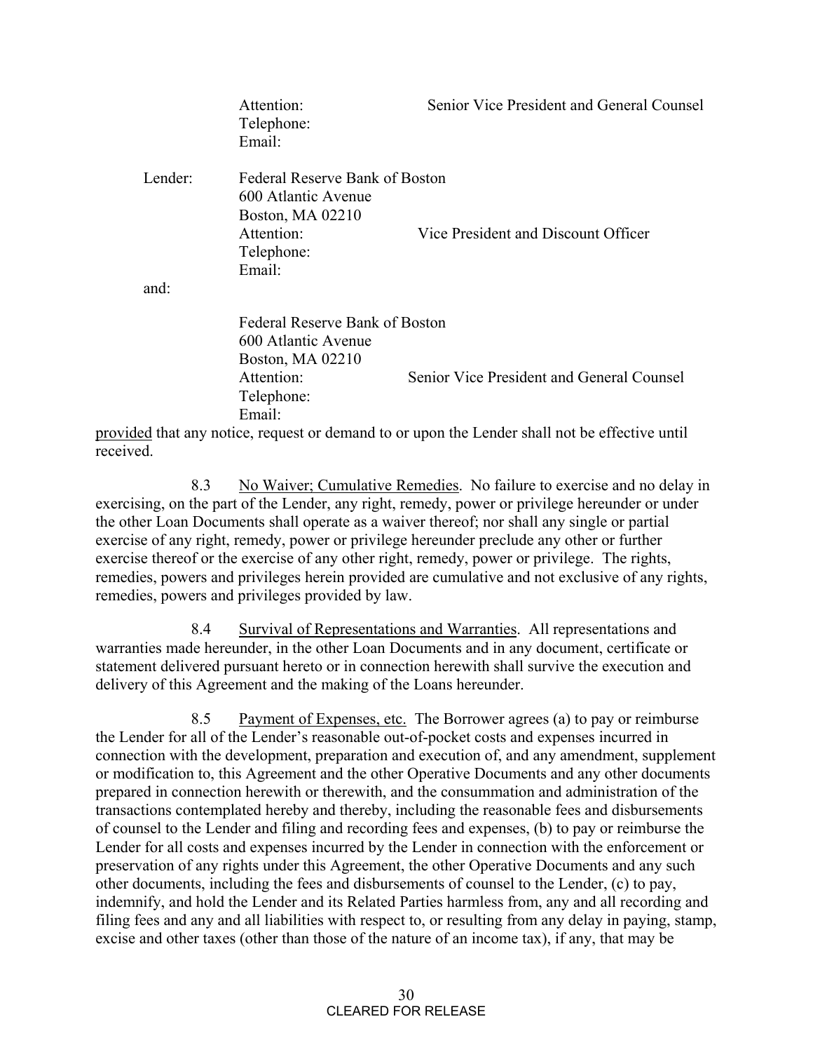Attention: Senior Vice President and General Counsel
Telephone:
Email:

Lender: Federal Reserve Bank of Boston
600 Atlantic Avenue
Boston, MA 02210
Attention: Vice President and Discount Officer
Telephone:
Email:

and:

Federal Reserve Bank of Boston
600 Atlantic Avenue
Boston, MA 02210
Attention: Senior Vice President and General Counsel
Telephone:
Email:

provided that any notice, request or demand to or upon the Lender shall not be effective until received.

8.3 No Waiver; Cumulative Remedies. No failure to exercise and no delay in exercising, on the part of the Lender, any right, remedy, power or privilege hereunder or under the other Loan Documents shall operate as a waiver thereof; nor shall any single or partial exercise of any right, remedy, power or privilege hereunder preclude any other or further exercise thereof or the exercise of any other right, remedy, power or privilege. The rights, remedies, powers and privileges herein provided are cumulative and not exclusive of any rights, remedies, powers and privileges provided by law.

8.4 Survival of Representations and Warranties. All representations and warranties made hereunder, in the other Loan Documents and in any document, certificate or statement delivered pursuant hereto or in connection herewith shall survive the execution and delivery of this Agreement and the making of the Loans hereunder.

8.5 Payment of Expenses, etc. The Borrower agrees (a) to pay or reimburse the Lender for all of the Lender's reasonable out-of-pocket costs and expenses incurred in connection with the development, preparation and execution of, and any amendment, supplement or modification to, this Agreement and the other Operative Documents and any other documents prepared in connection herewith or therewith, and the consummation and administration of the transactions contemplated hereby and thereby, including the reasonable fees and disbursements of counsel to the Lender and filing and recording fees and expenses, (b) to pay or reimburse the Lender for all costs and expenses incurred by the Lender in connection with the enforcement or preservation of any rights under this Agreement, the other Operative Documents and any such other documents, including the fees and disbursements of counsel to the Lender, (c) to pay, indemnify, and hold the Lender and its Related Parties harmless from, any and all recording and filing fees and any and all liabilities with respect to, or resulting from any delay in paying, stamp, excise and other taxes (other than those of the nature of an income tax), if any, that may be

CLEARED FOR RELEASE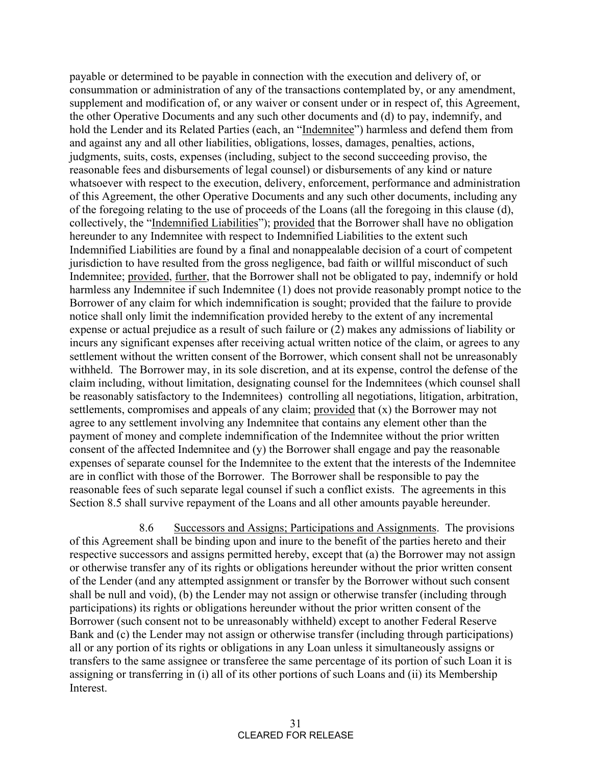payable or determined to be payable in connection with the execution and delivery of, or consummation or administration of any of the transactions contemplated by, or any amendment, supplement and modification of, or any waiver or consent under or in respect of, this Agreement, the other Operative Documents and any such other documents and (d) to pay, indemnify, and hold the Lender and its Related Parties (each, an "Indemnitee") harmless and defend them from and against any and all other liabilities, obligations, losses, damages, penalties, actions, judgments, suits, costs, expenses (including, subject to the second succeeding proviso, the reasonable fees and disbursements of legal counsel) or disbursements of any kind or nature whatsoever with respect to the execution, delivery, enforcement, performance and administration of this Agreement, the other Operative Documents and any such other documents, including any of the foregoing relating to the use of proceeds of the Loans (all the foregoing in this clause (d), collectively, the "Indemnified Liabilities"); provided that the Borrower shall have no obligation hereunder to any Indemnitee with respect to Indemnified Liabilities to the extent such Indemnified Liabilities are found by a final and nonappealable decision of a court of competent jurisdiction to have resulted from the gross negligence, bad faith or willful misconduct of such Indemnitee; provided, further, that the Borrower shall not be obligated to pay, indemnify or hold harmless any Indemnitee if such Indemnitee (1) does not provide reasonably prompt notice to the Borrower of any claim for which indemnification is sought; provided that the failure to provide notice shall only limit the indemnification provided hereby to the extent of any incremental expense or actual prejudice as a result of such failure or (2) makes any admissions of liability or incurs any significant expenses after receiving actual written notice of the claim, or agrees to any settlement without the written consent of the Borrower, which consent shall not be unreasonably withheld. The Borrower may, in its sole discretion, and at its expense, control the defense of the claim including, without limitation, designating counsel for the Indemnitees (which counsel shall be reasonably satisfactory to the Indemnitees) controlling all negotiations, litigation, arbitration, settlements, compromises and appeals of any claim; provided that (x) the Borrower may not agree to any settlement involving any Indemnitee that contains any element other than the payment of money and complete indemnification of the Indemnitee without the prior written consent of the affected Indemnitee and (y) the Borrower shall engage and pay the reasonable expenses of separate counsel for the Indemnitee to the extent that the interests of the Indemnitee are in conflict with those of the Borrower. The Borrower shall be responsible to pay the reasonable fees of such separate legal counsel if such a conflict exists. The agreements in this Section 8.5 shall survive repayment of the Loans and all other amounts payable hereunder.

8.6 Successors and Assigns; Participations and Assignments. The provisions of this Agreement shall be binding upon and inure to the benefit of the parties hereto and their respective successors and assigns permitted hereby, except that (a) the Borrower may not assign or otherwise transfer any of its rights or obligations hereunder without the prior written consent of the Lender (and any attempted assignment or transfer by the Borrower without such consent shall be null and void), (b) the Lender may not assign or otherwise transfer (including through participations) its rights or obligations hereunder without the prior written consent of the Borrower (such consent not to be unreasonably withheld) except to another Federal Reserve Bank and (c) the Lender may not assign or otherwise transfer (including through participations) all or any portion of its rights or obligations in any Loan unless it simultaneously assigns or transfers to the same assignee or transferee the same percentage of its portion of such Loan it is assigning or transferring in (i) all of its other portions of such Loans and (ii) its Membership Interest.

CLEARED FOR RELEASE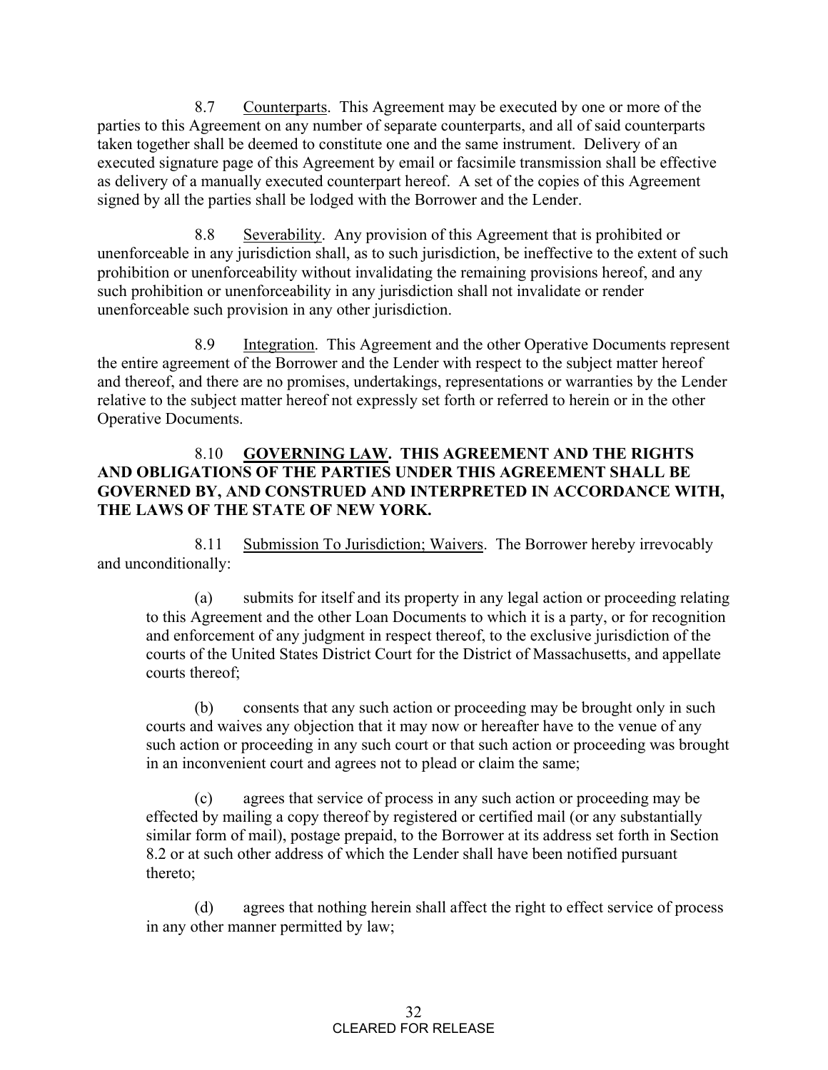8.7 Counterparts. This Agreement may be executed by one or more of the parties to this Agreement on any number of separate counterparts, and all of said counterparts taken together shall be deemed to constitute one and the same instrument. Delivery of an executed signature page of this Agreement by email or facsimile transmission shall be effective as delivery of a manually executed counterpart hereof. A set of the copies of this Agreement signed by all the parties shall be lodged with the Borrower and the Lender.

8.8 Severability. Any provision of this Agreement that is prohibited or unenforceable in any jurisdiction shall, as to such jurisdiction, be ineffective to the extent of such prohibition or unenforceability without invalidating the remaining provisions hereof, and any such prohibition or unenforceability in any jurisdiction shall not invalidate or render unenforceable such provision in any other jurisdiction.

8.9 Integration. This Agreement and the other Operative Documents represent the entire agreement of the Borrower and the Lender with respect to the subject matter hereof and thereof, and there are no promises, undertakings, representations or warranties by the Lender relative to the subject matter hereof not expressly set forth or referred to herein or in the other Operative Documents.

**8.10 GOVERNING LAW. THIS AGREEMENT AND THE RIGHTS AND OBLIGATIONS OF THE PARTIES UNDER THIS AGREEMENT SHALL BE GOVERNED BY, AND CONSTRUED AND INTERPRETED IN ACCORDANCE WITH, THE LAWS OF THE STATE OF NEW YORK.**

8.11 Submission To Jurisdiction; Waivers. The Borrower hereby irrevocably and unconditionally:

(a) submits for itself and its property in any legal action or proceeding relating to this Agreement and the other Loan Documents to which it is a party, or for recognition and enforcement of any judgment in respect thereof, to the exclusive jurisdiction of the courts of the United States District Court for the District of Massachusetts, and appellate courts thereof;

(b) consents that any such action or proceeding may be brought only in such courts and waives any objection that it may now or hereafter have to the venue of any such action or proceeding in any such court or that such action or proceeding was brought in an inconvenient court and agrees not to plead or claim the same;

(c) agrees that service of process in any such action or proceeding may be effected by mailing a copy thereof by registered or certified mail (or any substantially similar form of mail), postage prepaid, to the Borrower at its address set forth in Section 8.2 or at such other address of which the Lender shall have been notified pursuant thereto;

(d) agrees that nothing herein shall affect the right to effect service of process in any other manner permitted by law;

CLEARED FOR RELEASE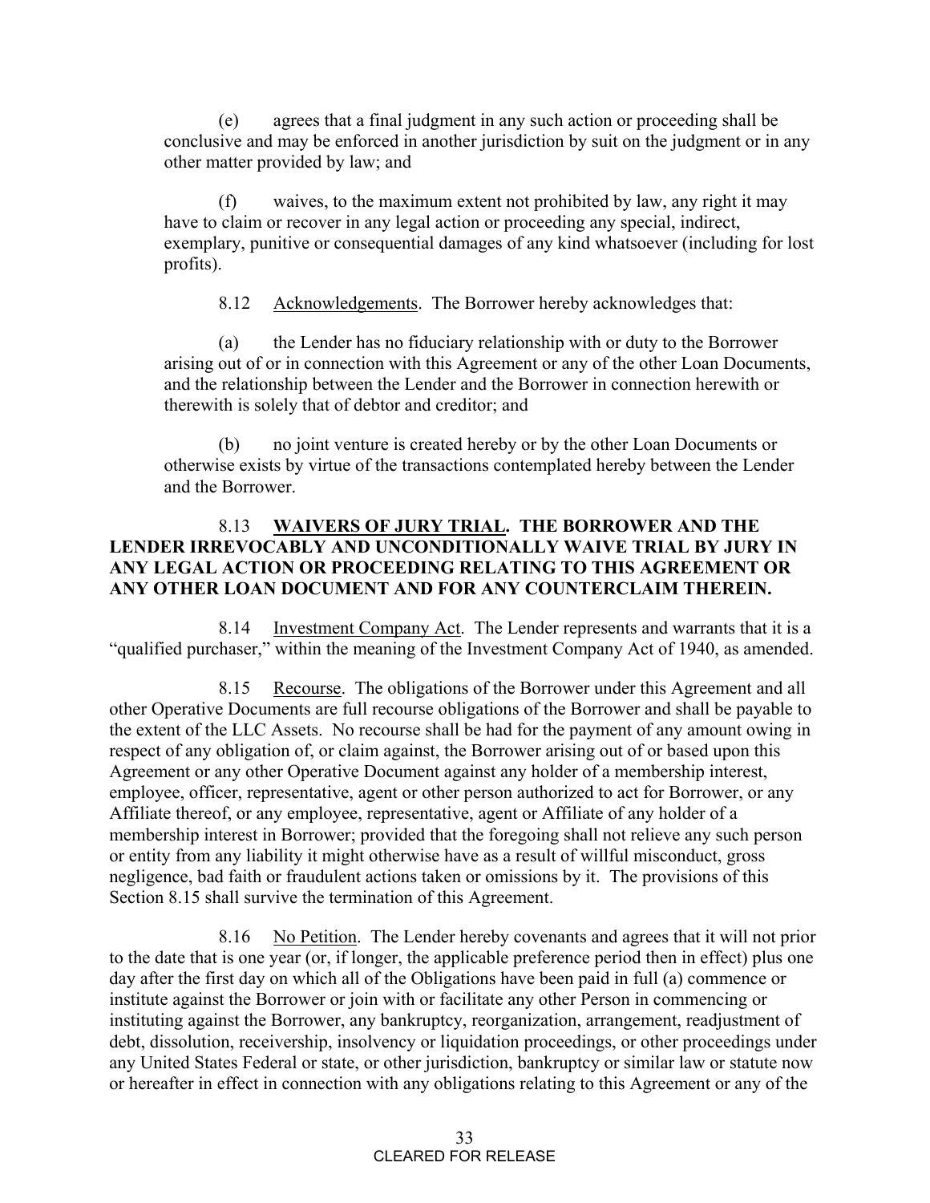(e) agrees that a final judgment in any such action or proceeding shall be conclusive and may be enforced in another jurisdiction by suit on the judgment or in any other matter provided by law; and

(f) waives, to the maximum extent not prohibited by law, any right it may have to claim or recover in any legal action or proceeding any special, indirect, exemplary, punitive or consequential damages of any kind whatsoever (including for lost profits).

8.12 Acknowledgements. The Borrower hereby acknowledges that:

(a) the Lender has no fiduciary relationship with or duty to the Borrower arising out of or in connection with this Agreement or any of the other Loan Documents, and the relationship between the Lender and the Borrower in connection herewith or therewith is solely that of debtor and creditor; and

(b) no joint venture is created hereby or by the other Loan Documents or otherwise exists by virtue of the transactions contemplated hereby between the Lender and the Borrower.

**8.13 WAIVERS OF JURY TRIAL. THE BORROWER AND THE LENDER IRREVOCABLY AND UNCONDITIONALLY WAIVE TRIAL BY JURY IN ANY LEGAL ACTION OR PROCEEDING RELATING TO THIS AGREEMENT OR ANY OTHER LOAN DOCUMENT AND FOR ANY COUNTERCLAIM THEREIN.**

8.14 Investment Company Act. The Lender represents and warrants that it is a "qualified purchaser," within the meaning of the Investment Company Act of 1940, as amended.

8.15 Recourse. The obligations of the Borrower under this Agreement and all other Operative Documents are full recourse obligations of the Borrower and shall be payable to the extent of the LLC Assets. No recourse shall be had for the payment of any amount owing in respect of any obligation of, or claim against, the Borrower arising out of or based upon this Agreement or any other Operative Document against any holder of a membership interest, employee, officer, representative, agent or other person authorized to act for Borrower, or any Affiliate thereof, or any employee, representative, agent or Affiliate of any holder of a membership interest in Borrower; provided that the foregoing shall not relieve any such person or entity from any liability it might otherwise have as a result of willful misconduct, gross negligence, bad faith or fraudulent actions taken or omissions by it. The provisions of this Section 8.15 shall survive the termination of this Agreement.

8.16 No Petition. The Lender hereby covenants and agrees that it will not prior to the date that is one year (or, if longer, the applicable preference period then in effect) plus one day after the first day on which all of the Obligations have been paid in full (a) commence or institute against the Borrower or join with or facilitate any other Person in commencing or instituting against the Borrower, any bankruptcy, reorganization, arrangement, readjustment of debt, dissolution, receivership, insolvency or liquidation proceedings, or other proceedings under any United States Federal or state, or other jurisdiction, bankruptcy or similar law or statute now or hereafter in effect in connection with any obligations relating to this Agreement or any of the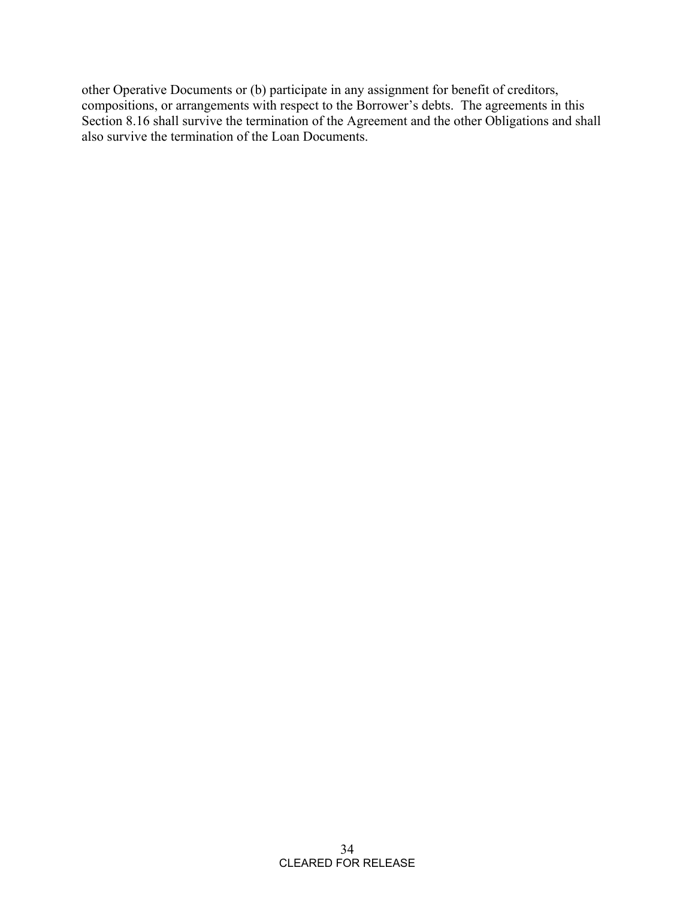other Operative Documents or (b) participate in any assignment for benefit of creditors, compositions, or arrangements with respect to the Borrower's debts. The agreements in this Section 8.16 shall survive the termination of the Agreement and the other Obligations and shall also survive the termination of the Loan Documents.

CLEARED FOR RELEASE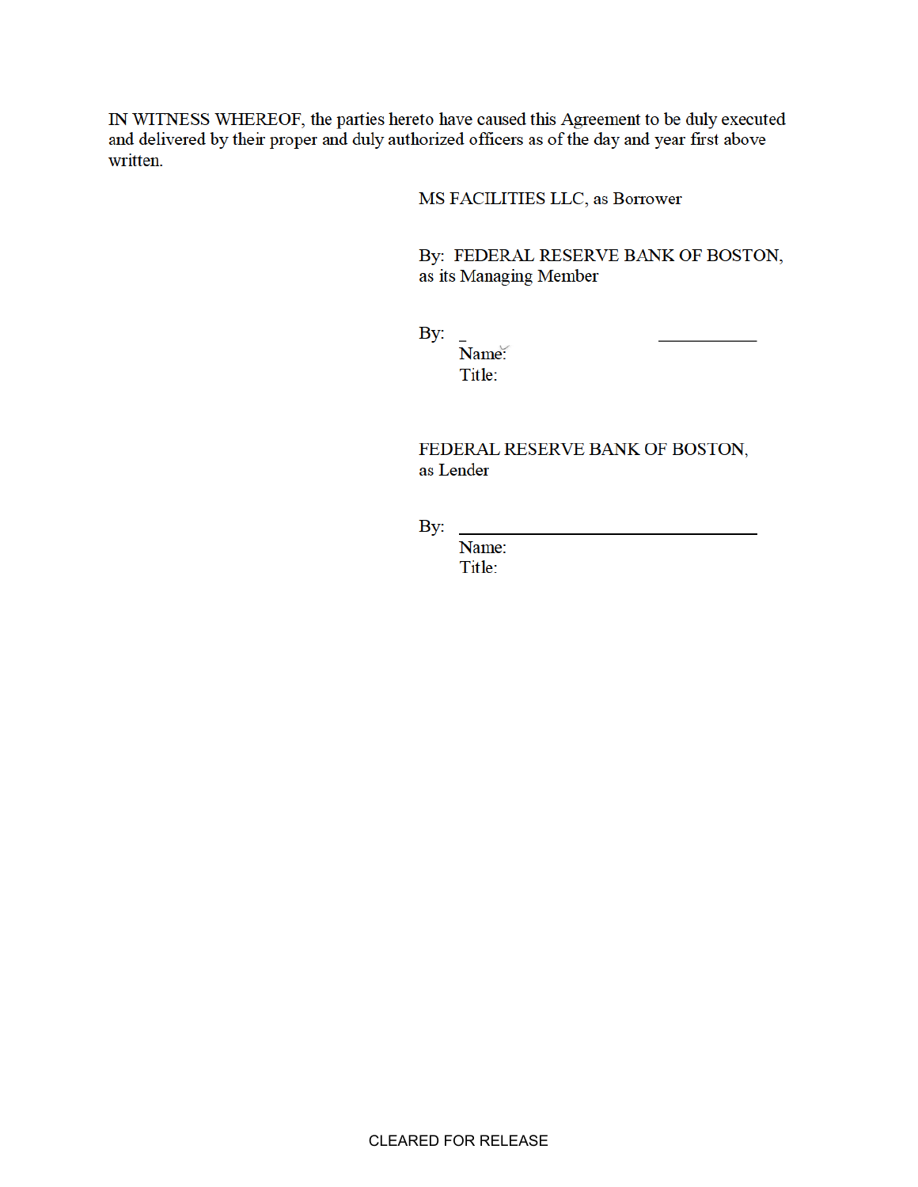IN WITNESS WHEREOF, the parties hereto have caused this Agreement to be duly executed and delivered by their proper and duly authorized officers as of the day and year first above written.

MS FACILITIES LLC, as Borrower

By: FEDERAL RESERVE BANK OF BOSTON, as its Managing Member

By: _______________________________
Name:
Title:

FEDERAL RESERVE BANK OF BOSTON, as Lender

By: _______________________________
Name:
Title:

CLEARED FOR RELEASE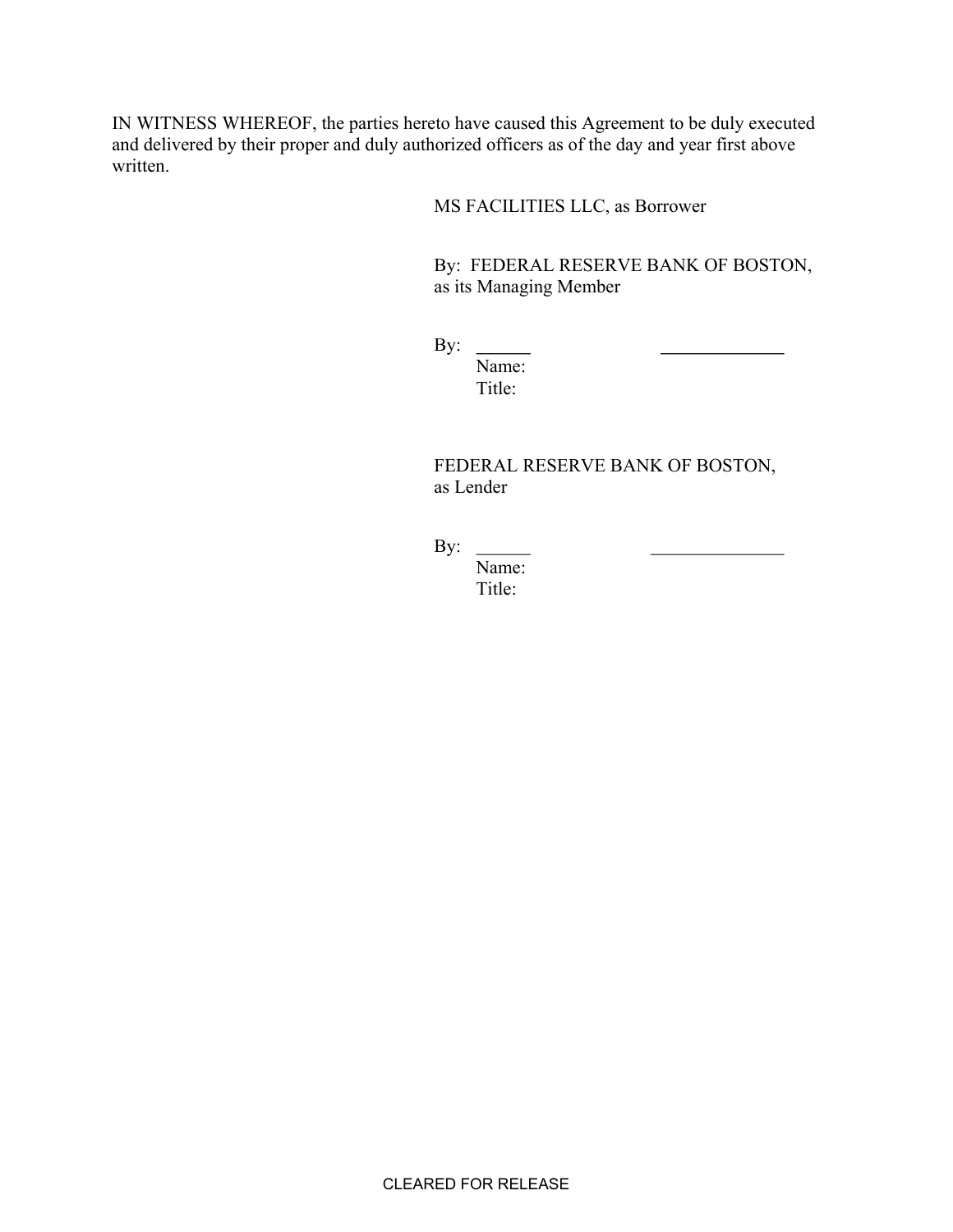IN WITNESS WHEREOF, the parties hereto have caused this Agreement to be duly executed and delivered by their proper and duly authorized officers as of the day and year first above written.

MS FACILITIES LLC, as Borrower

By: FEDERAL RESERVE BANK OF BOSTON, as its Managing Member

By: ______ ______________
Name:
Title:

FEDERAL RESERVE BANK OF BOSTON, as Lender

By: ______ ______________
Name:
Title:

CLEARED FOR RELEASE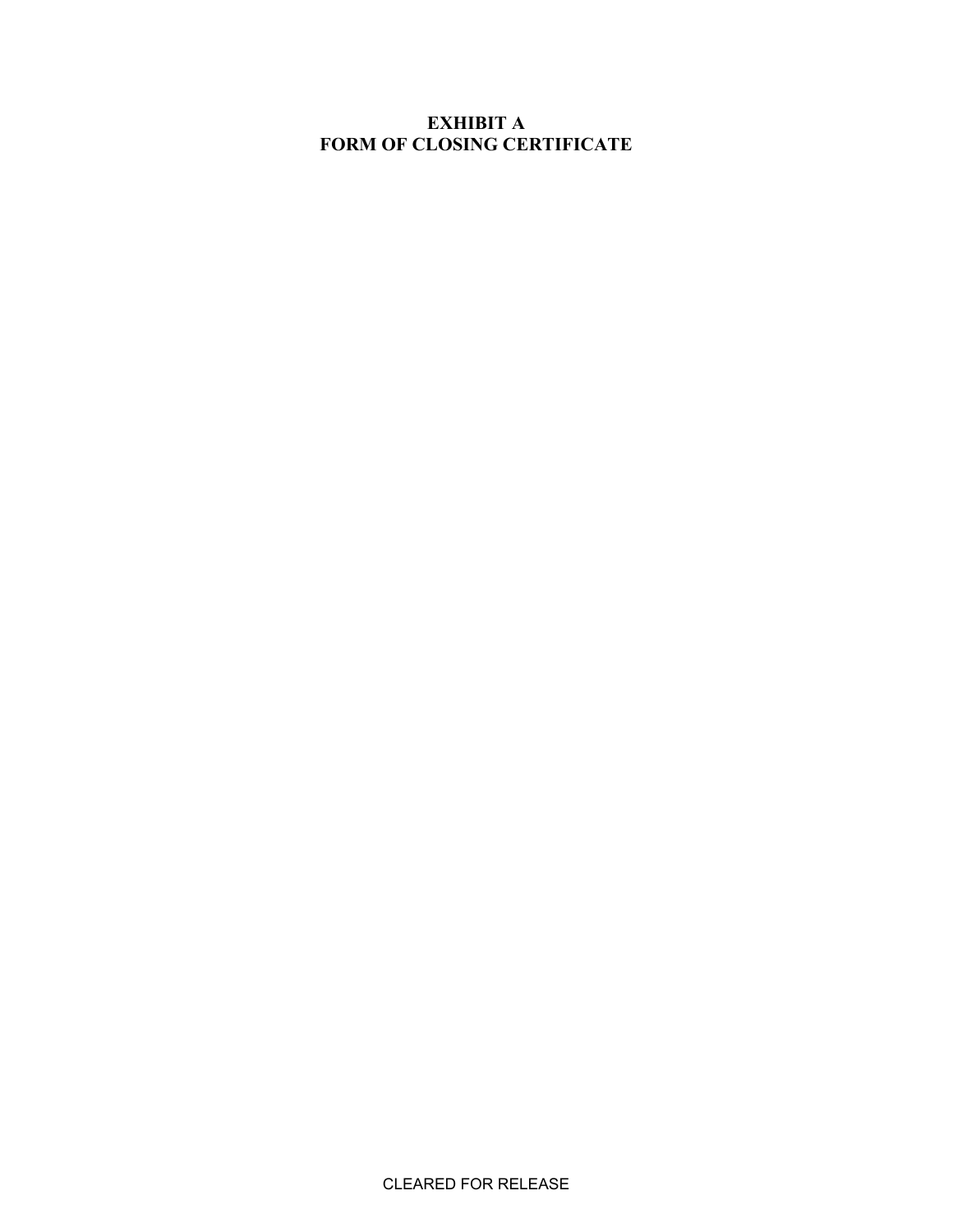# EXHIBIT A
# FORM OF CLOSING CERTIFICATE

CLEARED FOR RELEASE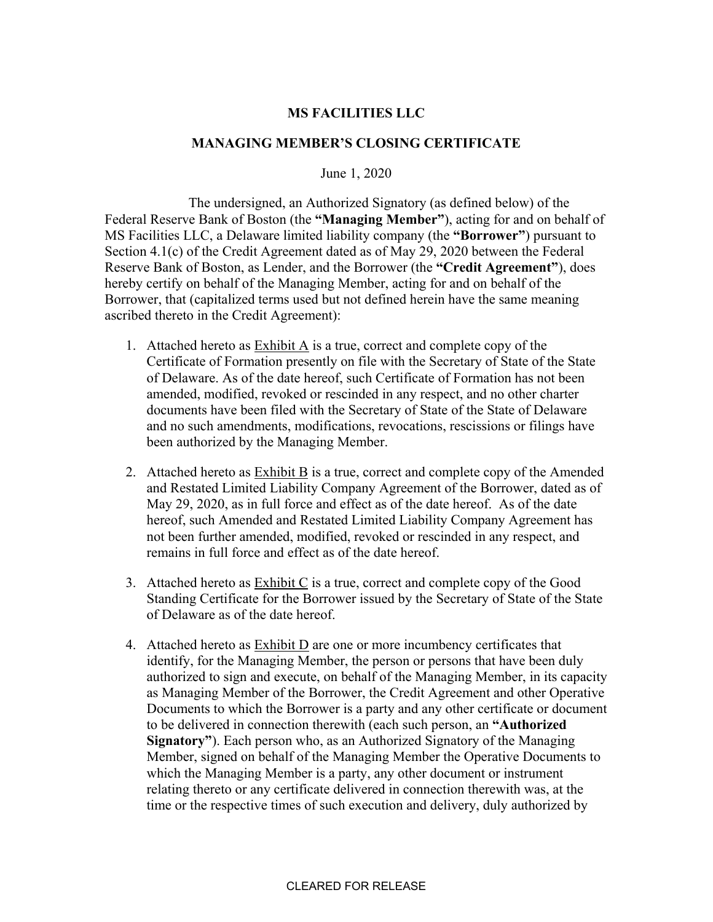# MS FACILITIES LLC

## MANAGING MEMBER'S CLOSING CERTIFICATE

June 1, 2020

The undersigned, an Authorized Signatory (as defined below) of the Federal Reserve Bank of Boston (the **"Managing Member"**), acting for and on behalf of MS Facilities LLC, a Delaware limited liability company (the **"Borrower"**) pursuant to Section 4.1(c) of the Credit Agreement dated as of May 29, 2020 between the Federal Reserve Bank of Boston, as Lender, and the Borrower (the **"Credit Agreement"**), does hereby certify on behalf of the Managing Member, acting for and on behalf of the Borrower, that (capitalized terms used but not defined herein have the same meaning ascribed thereto in the Credit Agreement):

1. Attached hereto as Exhibit A is a true, correct and complete copy of the Certificate of Formation presently on file with the Secretary of State of the State of Delaware. As of the date hereof, such Certificate of Formation has not been amended, modified, revoked or rescinded in any respect, and no other charter documents have been filed with the Secretary of State of the State of Delaware and no such amendments, modifications, revocations, rescissions or filings have been authorized by the Managing Member.

2. Attached hereto as Exhibit B is a true, correct and complete copy of the Amended and Restated Limited Liability Company Agreement of the Borrower, dated as of May 29, 2020, as in full force and effect as of the date hereof. As of the date hereof, such Amended and Restated Limited Liability Company Agreement has not been further amended, modified, revoked or rescinded in any respect, and remains in full force and effect as of the date hereof.

3. Attached hereto as Exhibit C is a true, correct and complete copy of the Good Standing Certificate for the Borrower issued by the Secretary of State of the State of Delaware as of the date hereof.

4. Attached hereto as Exhibit D are one or more incumbency certificates that identify, for the Managing Member, the person or persons that have been duly authorized to sign and execute, on behalf of the Managing Member, in its capacity as Managing Member of the Borrower, the Credit Agreement and other Operative Documents to which the Borrower is a party and any other certificate or document to be delivered in connection therewith (each such person, an **"Authorized Signatory"**). Each person who, as an Authorized Signatory of the Managing Member, signed on behalf of the Managing Member the Operative Documents to which the Managing Member is a party, any other document or instrument relating thereto or any certificate delivered in connection therewith was, at the time or the respective times of such execution and delivery, duly authorized by

CLEARED FOR RELEASE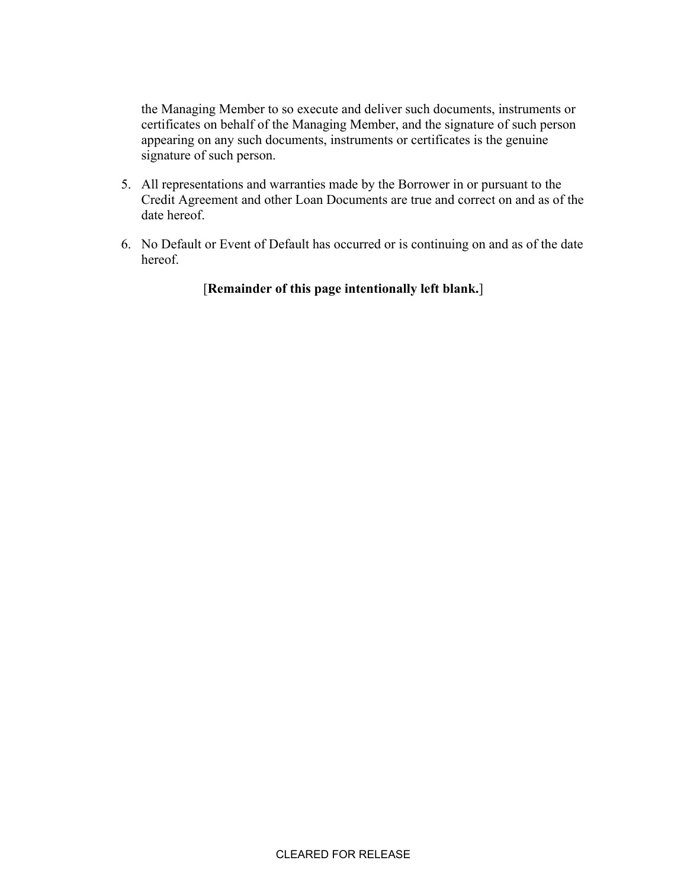the Managing Member to so execute and deliver such documents, instruments or certificates on behalf of the Managing Member, and the signature of such person appearing on any such documents, instruments or certificates is the genuine signature of such person.

5. All representations and warranties made by the Borrower in or pursuant to the Credit Agreement and other Loan Documents are true and correct on and as of the date hereof.

6. No Default or Event of Default has occurred or is continuing on and as of the date hereof.

[**Remainder of this page intentionally left blank.**]

CLEARED FOR RELEASE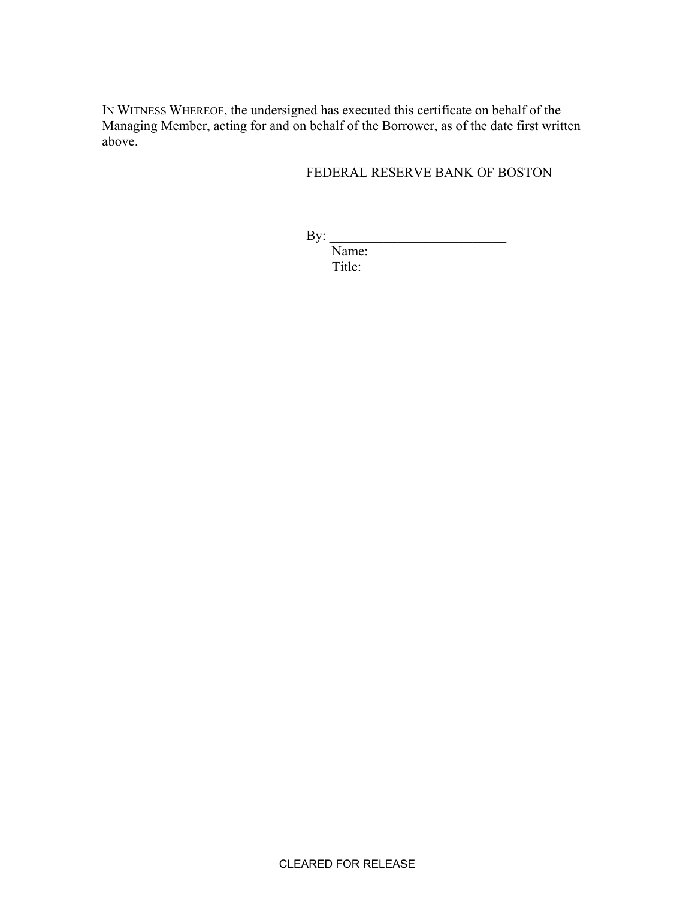IN WITNESS WHEREOF, the undersigned has executed this certificate on behalf of the Managing Member, acting for and on behalf of the Borrower, as of the date first written above.

FEDERAL RESERVE BANK OF BOSTON

By: ___________________________

Name:

Title:

CLEARED FOR RELEASE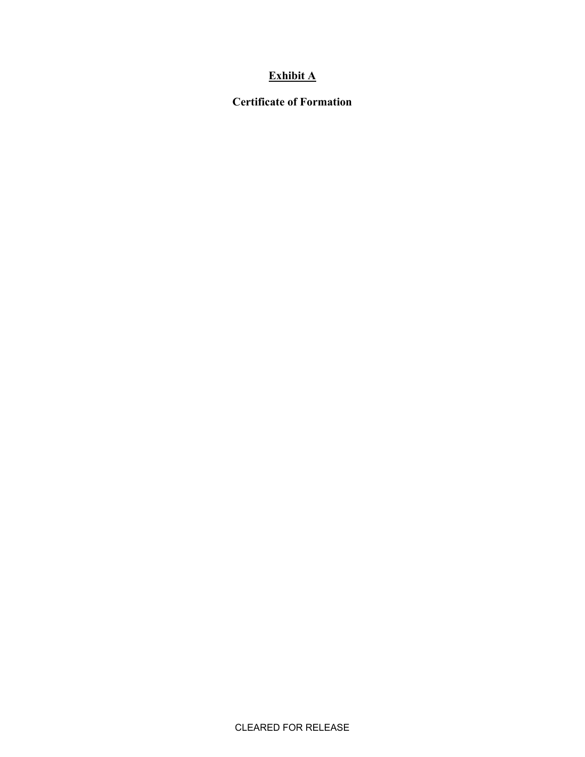**Exhibit A**

**Certificate of Formation**

CLEARED FOR RELEASE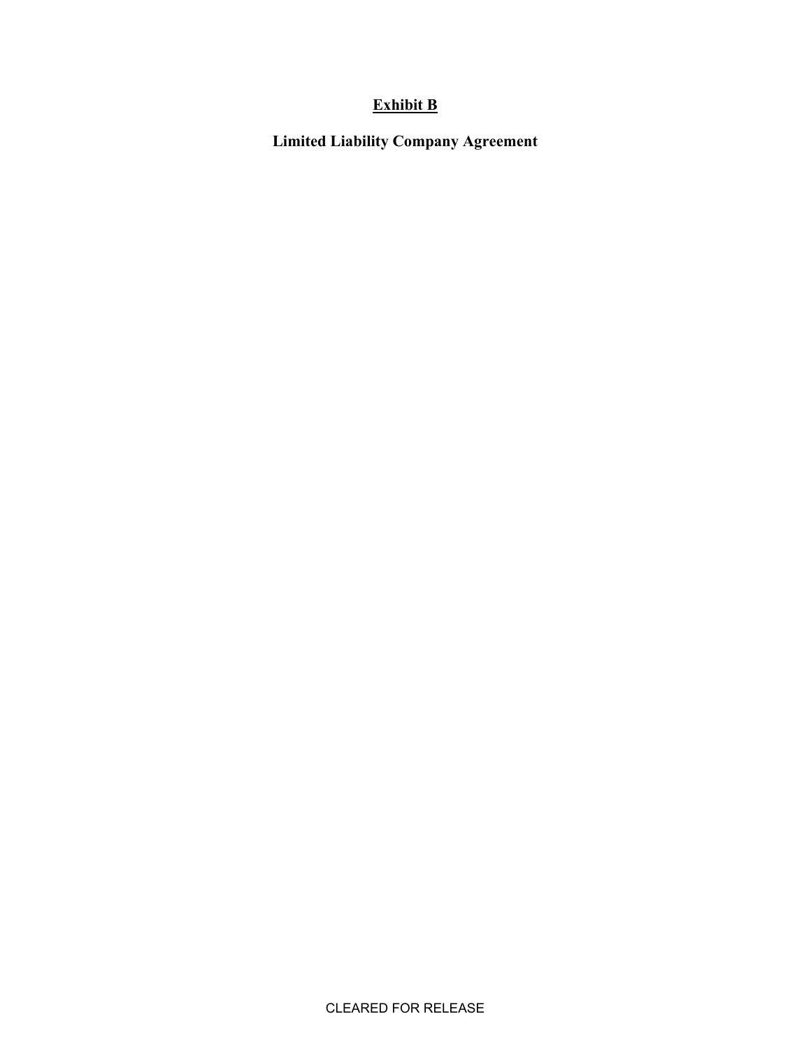# Exhibit B

## Limited Liability Company Agreement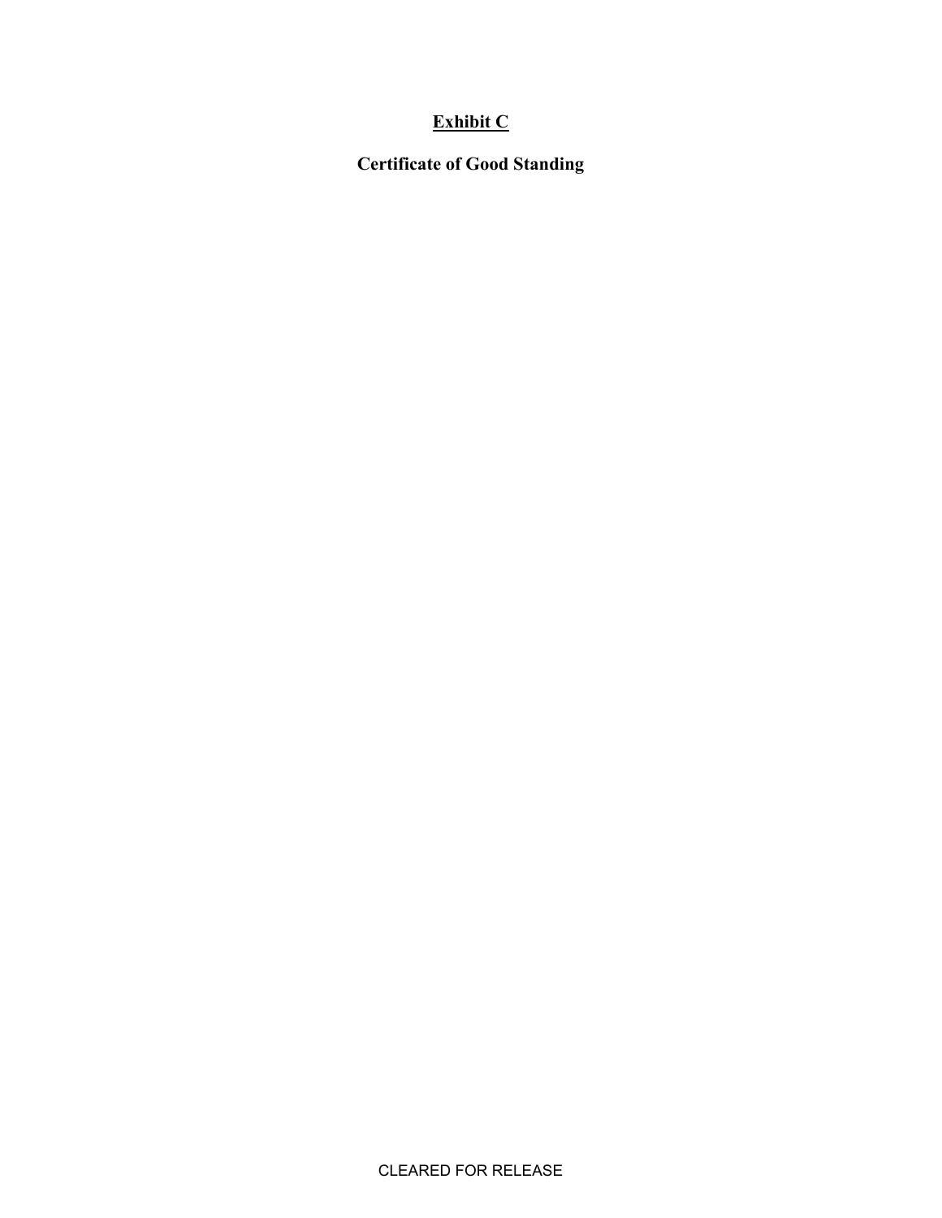**<u>Exhibit C</u>**

**Certificate of Good Standing**

CLEARED FOR RELEASE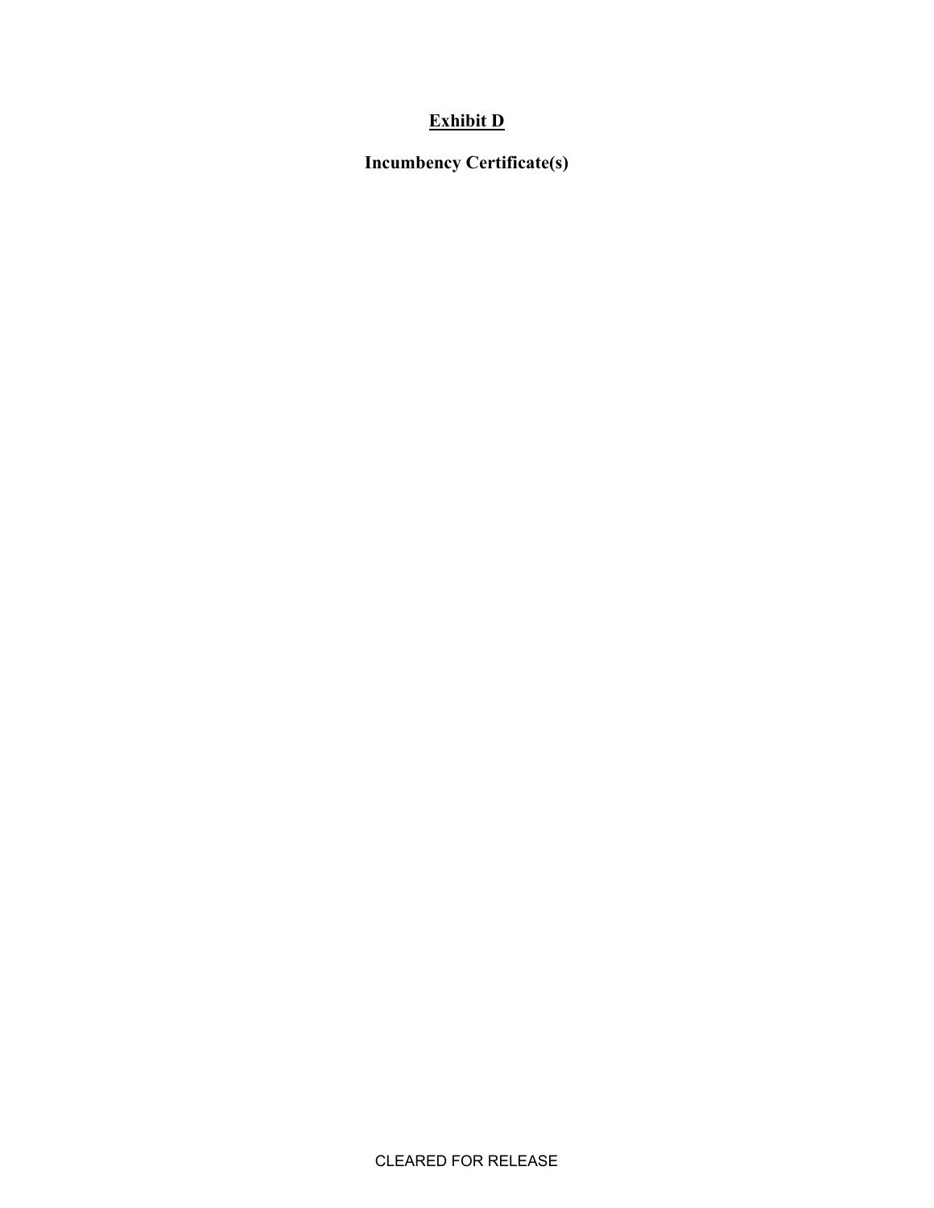**Exhibit D**

**Incumbency Certificate(s)**

CLEARED FOR RELEASE